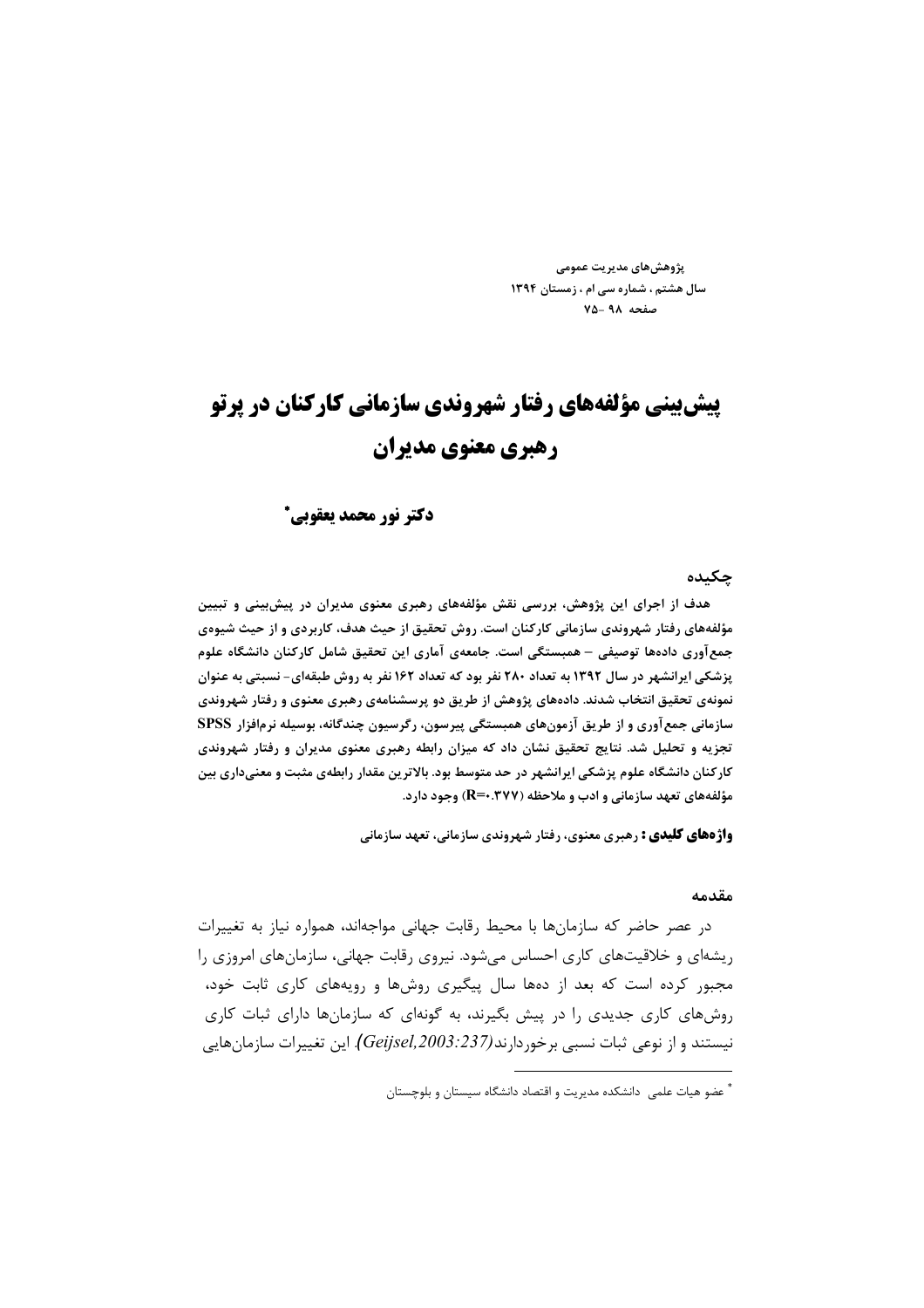# پیش‌بینی مؤلفه‌های رفتار شهروندی سازمانی کارکنان در پرتو رهبری معنوی مدیران

**دکتر نور محمد یعقوبی**[*]

### چکیده

**هدف از اجرای این پژوهش، بررسی نقش مؤلفه‌های رهبری معنوی مدیران در پیش‌بینی و تبیین مؤلفه‌های رفتار شهروندی سازمانی کارکنان است. روش تحقیق از حیث هدف، کاربردی و از حیث شیوه‌ی جمع‌آوری داده‌ها توصیفی – همبستگی است. جامعه‌ی آماری این تحقیق شامل کارکنان دانشگاه علوم پزشکی ایرانشهر در سال ۱۳۹۲ به تعداد ۲۸۰ نفر بود که تعداد ۱۶۲ نفر به روش طبقه‌ای- نسبتی به عنوان نمونه‌ی تحقیق انتخاب شدند. داده‌های پژوهش از طریق دو پرسشنامه‌ی رهبری معنوی و رفتار شهروندی سازمانی جمع‌آوری و از طریق آزمون‌های همبستگی پیرسون، رگرسیون چندگانه، بوسیله نرم‌افزار SPSS تجزیه و تحلیل شد. نتایج تحقیق نشان داد که میزان رابطه رهبری معنوی مدیران و رفتار شهروندی کارکنان دانشگاه علوم پزشکی ایرانشهر در حد متوسط بود. بالاترین مقدار رابطه‌ی مثبت و معنی‌داری بین مؤلفه‌های تعهد سازمانی و ادب و ملاحظه ($R=0.377$) وجود دارد.**

**واژه‌های کلیدی :** رهبری معنوی، رفتار شهروندی سازمانی، تعهد سازمانی

### مقدمه

در عصر حاضر که سازمان‌ها با محیط رقابت جهانی مواجه‌اند، همواره نیاز به تغییرات ریشه‌ای و خلاقیت‌های کاری احساس می‌شود. نیروی رقابت جهانی، سازمان‌های امروزی را مجبور کرده است که بعد از ده‌ها سال پیگیری روش‌ها و رویه‌های کاری ثابت خود، روش‌های کاری جدیدی را در پیش بگیرند، به گونه‌ای که سازمان‌ها دارای ثبات کاری نیستند و از نوعی ثبات نسبی برخوردارند*(Geijsel,2003:237)*. این تغییرات سازمان‌هایی

---

[*] عضو هیات علمی دانشکده مدیریت و اقتصاد دانشگاه سیستان و بلوچستان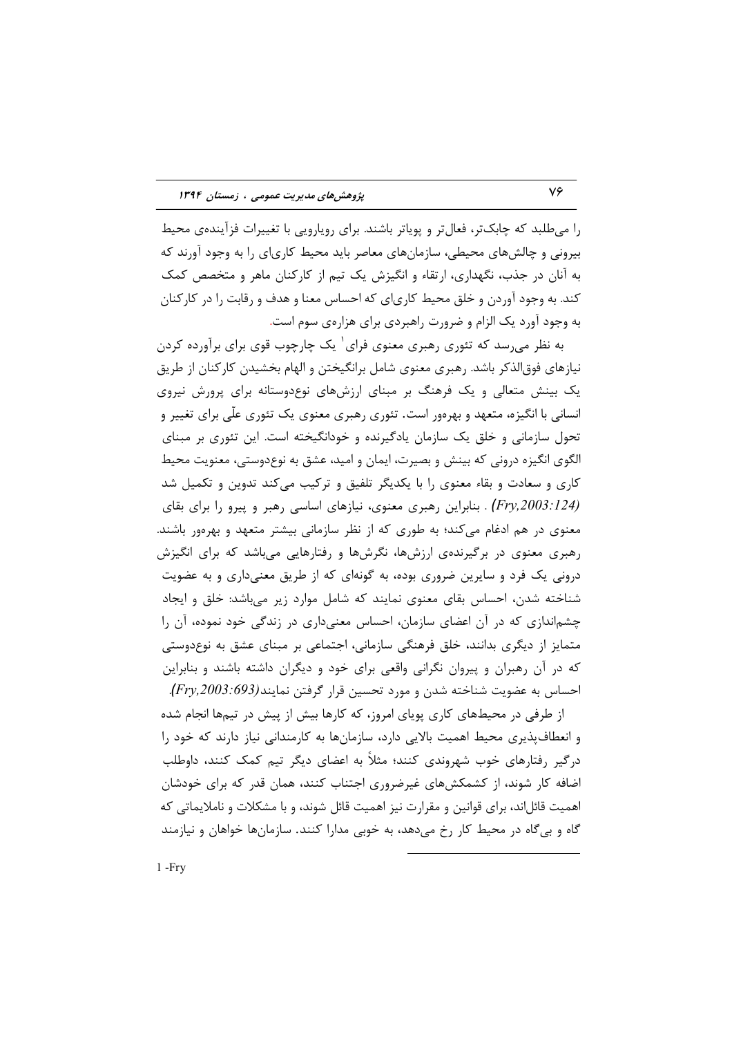را می‌طلبد که چابک‌تر، فعال‌تر و پویاتر باشند. برای رویارویی با تغییرات فزآینده‌ی محیط بیرونی و چالش‌های محیطی، سازمان‌های معاصر باید محیط کاری‌ای را به وجود آورند که به آنان در جذب، نگهداری، ارتقاء و انگیزش یک تیم از کارکنان ماهر و متخصص کمک کند. به وجود آوردن و خلق محیط کاری‌ای که احساس معنا و هدف و رقابت را در کارکنان به وجود آورد یک الزام و ضرورت راهبردی برای هزاره‌ی سوم است.

به نظر می‌رسد که تئوری رهبری معنوی فرای[1] یک چارچوب قوی برای برآورده کردن نیازهای فوق‌الذکر باشد. رهبری معنوی شامل برانگیختن و الهام بخشیدن کارکنان از طریق یک بینش متعالی و یک فرهنگ بر مبنای ارزش‌های نوع‌دوستانه برای پرورش نیروی انسانی با انگیزه، متعهد و بهره‌ور است. تئوری رهبری معنوی یک تئوری علّی برای تغییر و تحول سازمانی و خلق یک سازمان یادگیرنده و خودانگیخته است. این تئوری بر مبنای الگوی انگیزه درونی که بینش و بصیرت، ایمان و امید، عشق به نوع‌دوستی، معنویت محیط کاری و سعادت و بقاء معنوی را با یکدیگر تلفیق و ترکیب می‌کند تدوین و تکمیل شد *(Fry,2003:124)*. بنابراین رهبری معنوی، نیازهای اساسی رهبر و پیرو را برای بقای معنوی در هم ادغام می‌کند؛ به طوری که از نظر سازمانی بیشتر متعهد و بهره‌ور باشند. رهبری معنوی در برگیرنده‌ی ارزش‌ها، نگرش‌ها و رفتارهایی می‌باشد که برای انگیزش درونی یک فرد و سایرین ضروری بوده، به گونه‌ای که از طریق معنی‌داری و به عضویت شناخته شدن، احساس بقای معنوی نمایند که شامل موارد زیر می‌باشد: خلق و ایجاد چشم‌اندازی که در آن اعضای سازمان، احساس معنی‌داری در زندگی خود نموده، آن را متمایز از دیگری بدانند، خلق فرهنگی سازمانی، اجتماعی بر مبنای عشق به نوع‌دوستی که در آن رهبران و پیروان نگرانی واقعی برای خود و دیگران داشته باشند و بنابراین احساس به عضویت شناخته شدن و مورد تحسین قرار گرفتن نمایند*(Fry,2003:693)*.

از طرفی در محیط‌های کاری پویای امروز، که کارها بیش از پیش در تیم‌ها انجام شده و انعطاف‌پذیری محیط اهمیت بالایی دارد، سازمان‌ها به کارمندانی نیاز دارند که خود را درگیر رفتارهای خوب شهروندی کنند؛ مثلاً به اعضای دیگر تیم کمک کنند، داوطلب اضافه کار شوند، از کشمکش‌های غیرضروری اجتناب کنند، همان قدر که برای خودشان اهمیت قائل‌اند، برای قوانین و مقررات نیز اهمیت قائل شوند، و با مشکلات و ناملایماتی که گاه و بی‌گاه در محیط کار رخ می‌دهد، به خوبی مدارا کنند. سازمان‌ها خواهان و نیازمند

---

1 -Fry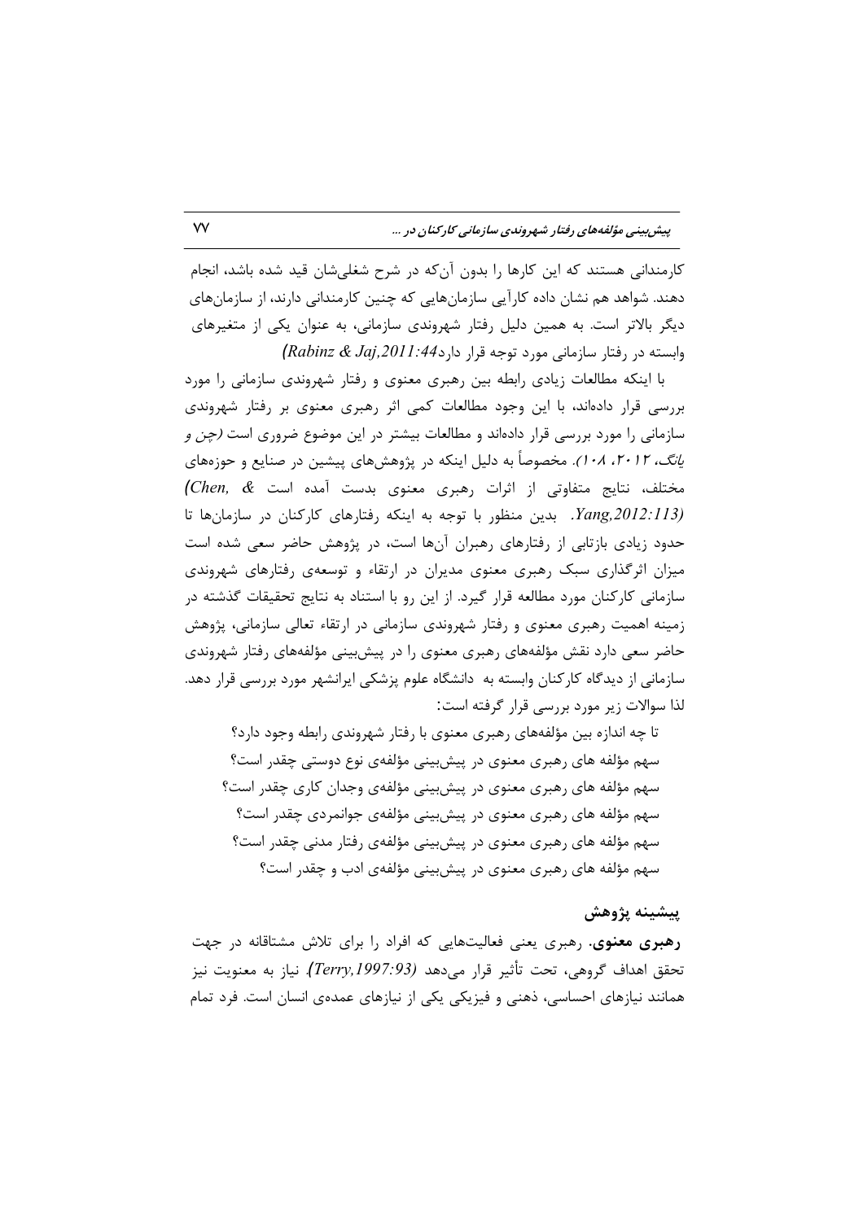کارمندانی هستند که این کارها را بدون آن‌که در شرح شغلی‌شان قید شده باشد، انجام دهند. شواهد هم نشان داده کارآیی سازمان‌هایی که چنین کارمندانی دارند، از سازمان‌های دیگر بالاتر است. به همین دلیل رفتار شهروندی سازمانی، به عنوان یکی از متغیرهای وابسته در رفتار سازمانی مورد توجه قرار دارد*(Rabinz & Jaj,2011:44)*

با اینکه مطالعات زیادی رابطه بین رهبری معنوی و رفتار شهروندی سازمانی را مورد بررسی قرار داده‌اند، با این وجود مطالعات کمی اثر رهبری معنوی بر رفتار شهروندی سازمانی را مورد بررسی قرار داده‌اند و مطالعات بیشتر در این موضوع ضروری است *(چن و یانگ، ۲۰۱۲، ۱۰۸)*. مخصوصاً به دلیل اینکه در پژوهش‌های پیشین در صنایع و حوزه‌های مختلف، نتایج متفاوتی از اثرات رهبری معنوی بدست آمده است *(Chen, & Yang,2012:113)*. بدین منظور با توجه به اینکه رفتارهای کارکنان در سازمان‌ها تا حدود زیادی بازتابی از رفتارهای رهبران آن‌ها است، در پژوهش حاضر سعی شده است میزان اثرگذاری سبک رهبری معنوی مدیران در ارتقاء و توسعه‌ی رفتارهای شهروندی سازمانی کارکنان مورد مطالعه قرار گیرد. از این رو با استناد به نتایج تحقیقات گذشته در زمینه اهمیت رهبری معنوی و رفتار شهروندی سازمانی در ارتقاء تعالی سازمانی، پژوهش حاضر سعی دارد نقش مؤلفه‌های رهبری معنوی را در پیش‌بینی مؤلفه‌های رفتار شهروندی سازمانی از دیدگاه کارکنان وابسته به دانشگاه علوم پزشکی ایرانشهر مورد بررسی قرار دهد. لذا سوالات زیر مورد بررسی قرار گرفته است:

تا چه اندازه بین مؤلفه‌های رهبری معنوی با رفتار شهروندی رابطه وجود دارد؟
سهم مؤلفه های رهبری معنوی در پیش‌بینی مؤلفه‌ی نوع دوستی چقدر است؟
سهم مؤلفه های رهبری معنوی در پیش‌بینی مؤلفه‌ی وجدان کاری چقدر است؟
سهم مؤلفه های رهبری معنوی در پیش‌بینی مؤلفه‌ی جوانمردی چقدر است؟
سهم مؤلفه های رهبری معنوی در پیش‌بینی مؤلفه‌ی رفتار مدنی چقدر است؟
سهم مؤلفه های رهبری معنوی در پیش‌بینی مؤلفه‌ی ادب و چقدر است؟

## پیشینه پژوهش

**رهبری معنوی**. رهبری یعنی فعالیت‌هایی که افراد را برای تلاش مشتاقانه در جهت تحقق اهداف گروهی، تحت تأثیر قرار می‌دهد *(Terry,1997:93)*. نیاز به معنویت نیز همانند نیازهای احساسی، ذهنی و فیزیکی یکی از نیازهای عمده‌ی انسان است. فرد تمام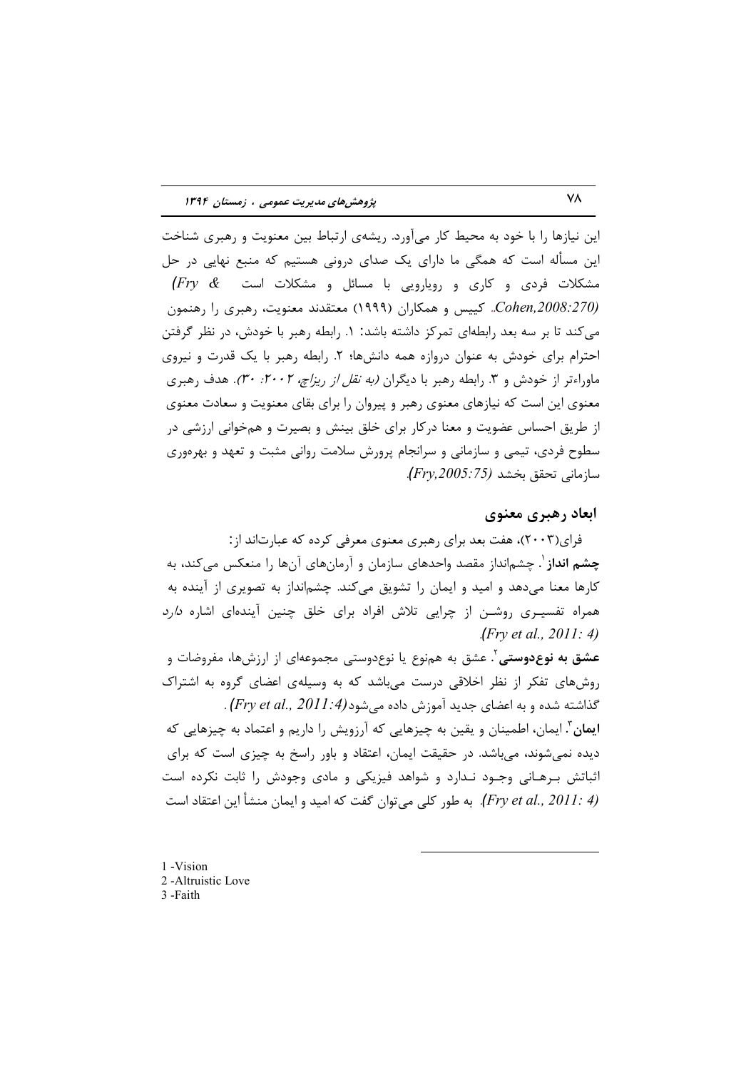این نیازها را با خود به محیط کار می‌آورد. ریشه‌ی ارتباط بین معنویت و رهبری شناخت این مسأله است که همگی ما دارای یک صدای درونی هستیم که منبع نهایی در حل مشکلات فردی و کاری و رویارویی با مسائل و مشکلات است *(Fry & Cohen,2008:270)*. کیپس و همکاران (۱۹۹۹) معتقدند معنویت، رهبری را رهنمون می‌کند تا بر سه بعد رابطه‌ای تمرکز داشته باشد: ۱. رابطه رهبر با خودش، در نظر گرفتن احترام برای خودش به عنوان دروازه همه دانش‌ها؛ ۲. رابطه رهبر با یک قدرت و نیروی ماوراءتر از خودش و ۳. رابطه رهبر با دیگران *(به نقل از ریزاچ، ۲۰۰۲: ۳۰)*. هدف رهبری معنوی این است که نیازهای معنوی رهبر و پیروان را برای بقای معنویت و سعادت معنوی از طریق احساس عضویت و معنا درکار برای خلق بینش و بصیرت و هم‌خوانی ارزشی در سطوح فردی، تیمی و سازمانی و سرانجام پرورش سلامت روانی مثبت و تعهد و بهره‌وری سازمانی تحقق بخشد *(Fry,2005:75)*.

## ابعاد رهبری معنوی

فرای(۲۰۰۳)، هفت بعد برای رهبری معنوی معرفی کرده که عبارت‌اند از:

**چشم انداز**[1]. چشم‌انداز مقصد واحدهای سازمان و آرمان‌های آن‌ها را منعکس می‌کند، به کارها معنا می‌دهد و امید و ایمان را تشویق می‌کند. چشم‌انداز به تصویری از آینده به همراه تفسیری روشن از چرایی تلاش افراد برای خلق چنین آینده‌ای اشاره دارد *(Fry et al., 2011: 4)*.

**عشق به نوع‌دوستی**[2]. عشق به همنوع یا نوع‌دوستی مجموعه‌ای از ارزش‌ها، مفروضات و روش‌های تفکر از نظر اخلاقی درست می‌باشد که به وسیله‌ی اعضای گروه به اشتراک گذاشته شده و به اعضای جدید آموزش داده می‌شود *(Fry et al., 2011:4)*.

**ایمان**[3]. ایمان، اطمینان و یقین به چیزهایی که آرزویش را داریم و اعتماد به چیزهایی که دیده نمی‌شوند، می‌باشد. در حقیقت ایمان، اعتقاد و باور راسخ به چیزی است که برای اثباتش برهانی وجود ندارد و شواهد فیزیکی و مادی وجودش را ثابت نکرده است *(Fry et al., 2011: 4)*. به طور کلی می‌توان گفت که امید و ایمان منشأ این اعتقاد است

---

1 -Vision
2 -Altruistic Love
3 -Faith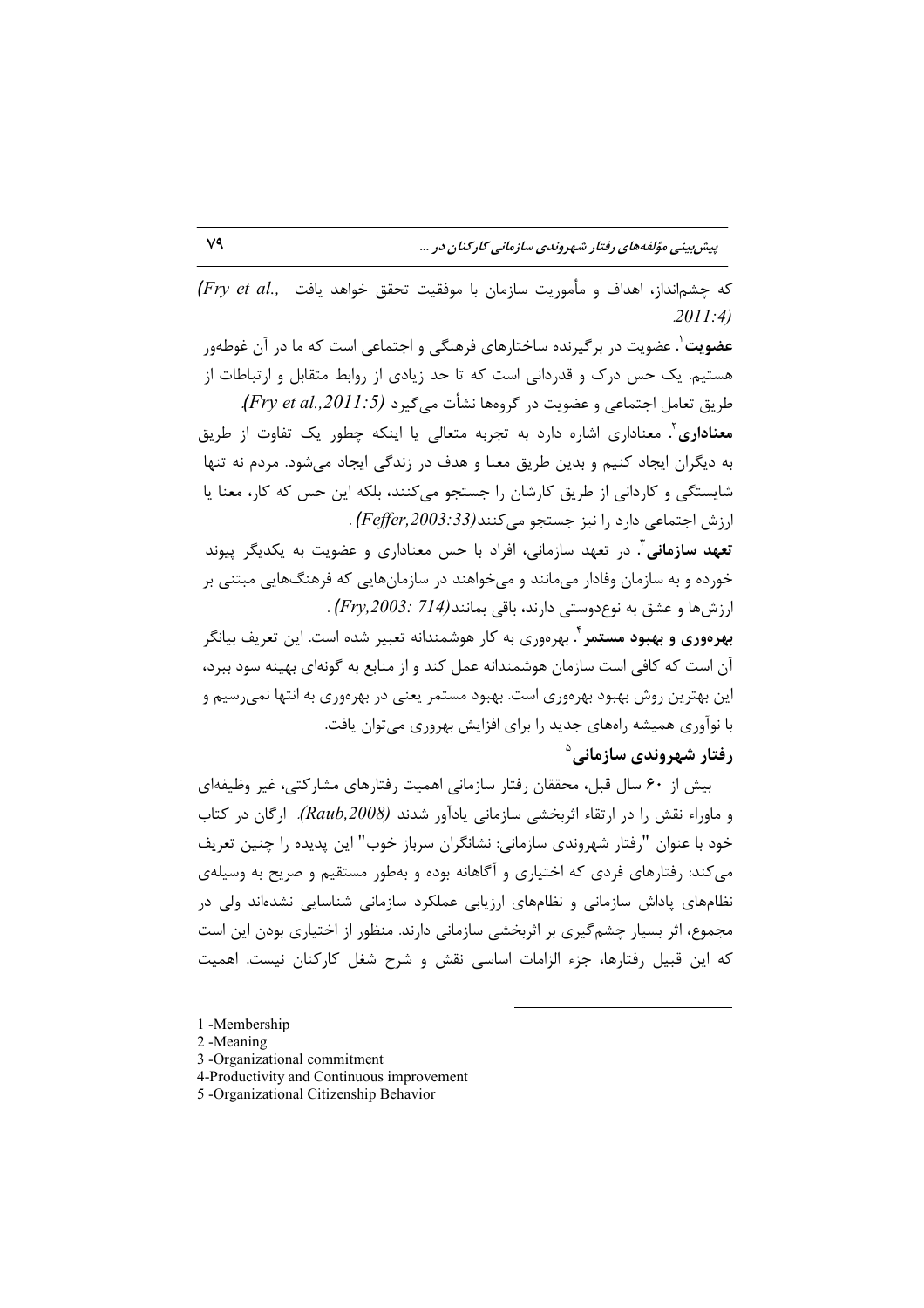که چشم‌انداز، اهداف و مأموریت سازمان با موفقیت تحقق خواهد یافت *(Fry et al., 2011:4)*.

**عضویت**[1]. عضویت در برگیرنده ساختارهای فرهنگی و اجتماعی است که ما در آن غوطه‌ور هستیم. یک حس درک و قدردانی است که تا حد زیادی از روابط متقابل و ارتباطات از طریق تعامل اجتماعی و عضویت در گروه‌ها نشأت می‌گیرد *(Fry et al.,2011:5)*.

**معناداری**[2]. معناداری اشاره دارد به تجربه متعالی یا اینکه چطور یک تفاوت از طریق به دیگران ایجاد کنیم و بدین طریق معنا و هدف در زندگی ایجاد می‌شود. مردم نه تنها شایستگی و کاردانی از طریق کارشان را جستجو می‌کنند، بلکه این حس که کار، معنا یا ارزش اجتماعی دارد را نیز جستجو می‌کنند*(Feffer,2003:33)* .

**تعهد سازمانی**[3]. در تعهد سازمانی، افراد با حس معناداری و عضویت به یکدیگر پیوند خورده و به سازمان وفادار می‌مانند و می‌خواهند در سازمان‌هایی که فرهنگ‌هایی مبتنی بر ارزش‌ها و عشق به نوع‌دوستی دارند، باقی بمانند*(Fry,2003: 714)* .

**بهره‌وری و بهبود مستمر**[4]. بهره‌وری به کار هوشمندانه تعبیر شده است. این تعریف بیانگر آن است که کافی است سازمان هوشمندانه عمل کند و از منابع به گونه‌ای بهینه سود ببرد، این بهترین روش بهبود بهره‌وری است. بهبود مستمر یعنی در بهره‌وری به انتها نمی‌رسیم و با نوآوری همیشه راه‌های جدید را برای افزایش بهروری می‌توان یافت.

### رفتار شهروندی سازمانی[5]

بیش از ۶۰ سال قبل، محققان رفتار سازمانی اهمیت رفتارهای مشارکتی، غیر وظیفه‌ای و ماوراء نقش را در ارتقاء اثربخشی سازمانی یادآور شدند *(Raub,2008)*. ارگان در کتاب خود با عنوان "رفتار شهروندی سازمانی: نشانگران سرباز خوب" این پدیده را چنین تعریف می‌کند: رفتارهای فردی که اختیاری و آگاهانه بوده و به‌طور مستقیم و صریح به وسیله‌ی نظام‌های پاداش سازمانی و نظام‌های ارزیابی عملکرد سازمانی شناسایی نشده‌اند ولی در مجموع، اثر بسیار چشم‌گیری بر اثربخشی سازمانی دارند. منظور از اختیاری بودن این است که این قبیل رفتارها، جزء الزامات اساسی نقش و شرح شغل کارکنان نیست. اهمیت

---

1 -Membership
2 -Meaning
3 -Organizational commitment
4-Productivity and Continuous improvement
5 -Organizational Citizenship Behavior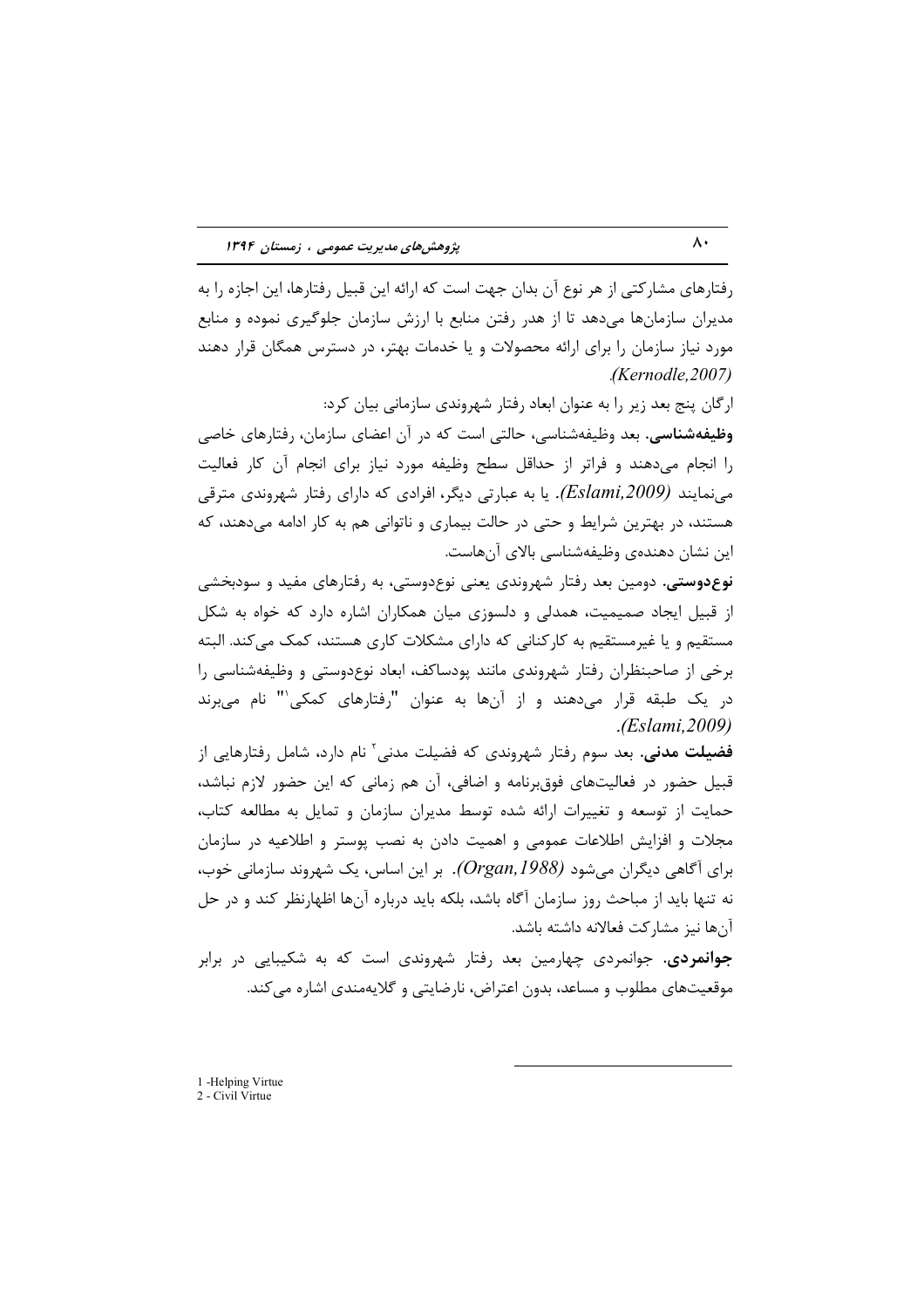رفتارهای مشارکتی از هر نوع آن بدان جهت است که ارائه این قبیل رفتارها، این اجازه را به مدیران سازمان‌ها می‌دهد تا از هدر رفتن منابع با ارزش سازمان جلوگیری نموده و منابع مورد نیاز سازمان را برای ارائه محصولات و یا خدمات بهتر، در دسترس همگان قرار دهند *(Kernodle,2007)*.

ارگان پنج بعد زیر را به عنوان ابعاد رفتار شهروندی سازمانی بیان کرد:

**وظیفه‌شناسی.** بعد وظیفه‌شناسی، حالتی است که در آن اعضای سازمان، رفتارهای خاصی را انجام می‌دهند و فراتر از حداقل سطح وظیفه مورد نیاز برای انجام آن کار فعالیت می‌نمایند *(Eslami,2009)*. یا به عبارتی دیگر، افرادی که دارای رفتار شهروندی مترقی هستند، در بهترین شرایط و حتی در حالت بیماری و ناتوانی هم به کار ادامه می‌دهند، که این نشان دهنده‌ی وظیفه‌شناسی بالای آن‌هاست.

**نوع‌دوستی.** دومین بعد رفتار شهروندی یعنی نوع‌دوستی، به رفتارهای مفید و سودبخشی از قبیل ایجاد صمیمیت، همدلی و دلسوزی میان همکاران اشاره دارد که خواه به شکل مستقیم و یا غیرمستقیم به کارکنانی که دارای مشکلات کاری هستند، کمک می‌کند. البته برخی از صاحبنظران رفتار شهروندی مانند پودساکف، ابعاد نوع‌دوستی و وظیفه‌شناسی را در یک طبقه قرار می‌دهند و از آن‌ها به عنوان "رفتارهای کمکی[1]" نام می‌برند *(Eslami,2009)*.

**فضیلت مدنی.** بعد سوم رفتار شهروندی که فضیلت مدنی[2] نام دارد، شامل رفتارهایی از قبیل حضور در فعالیت‌های فوق‌برنامه و اضافی، آن هم زمانی که این حضور لازم نباشد، حمایت از توسعه و تغییرات ارائه شده توسط مدیران سازمان و تمایل به مطالعه کتاب، مجلات و افزایش اطلاعات عمومی و اهمیت دادن به نصب پوستر و اطلاعیه در سازمان برای آگاهی دیگران می‌شود *(Organ,1988)*. بر این اساس، یک شهروند سازمانی خوب، نه تنها باید از مباحث روز سازمان آگاه باشد، بلکه باید درباره آن‌ها اظهارنظر کند و در حل آن‌ها نیز مشارکت فعالانه داشته باشد.

**جوانمردی.** جوانمردی چهارمین بعد رفتار شهروندی است که به شکیبایی در برابر موقعیت‌های مطلوب و مساعد، بدون اعتراض، نارضایتی و گلایه‌مندی اشاره می‌کند.

---

1 -Helping Virtue
2 - Civil Virtue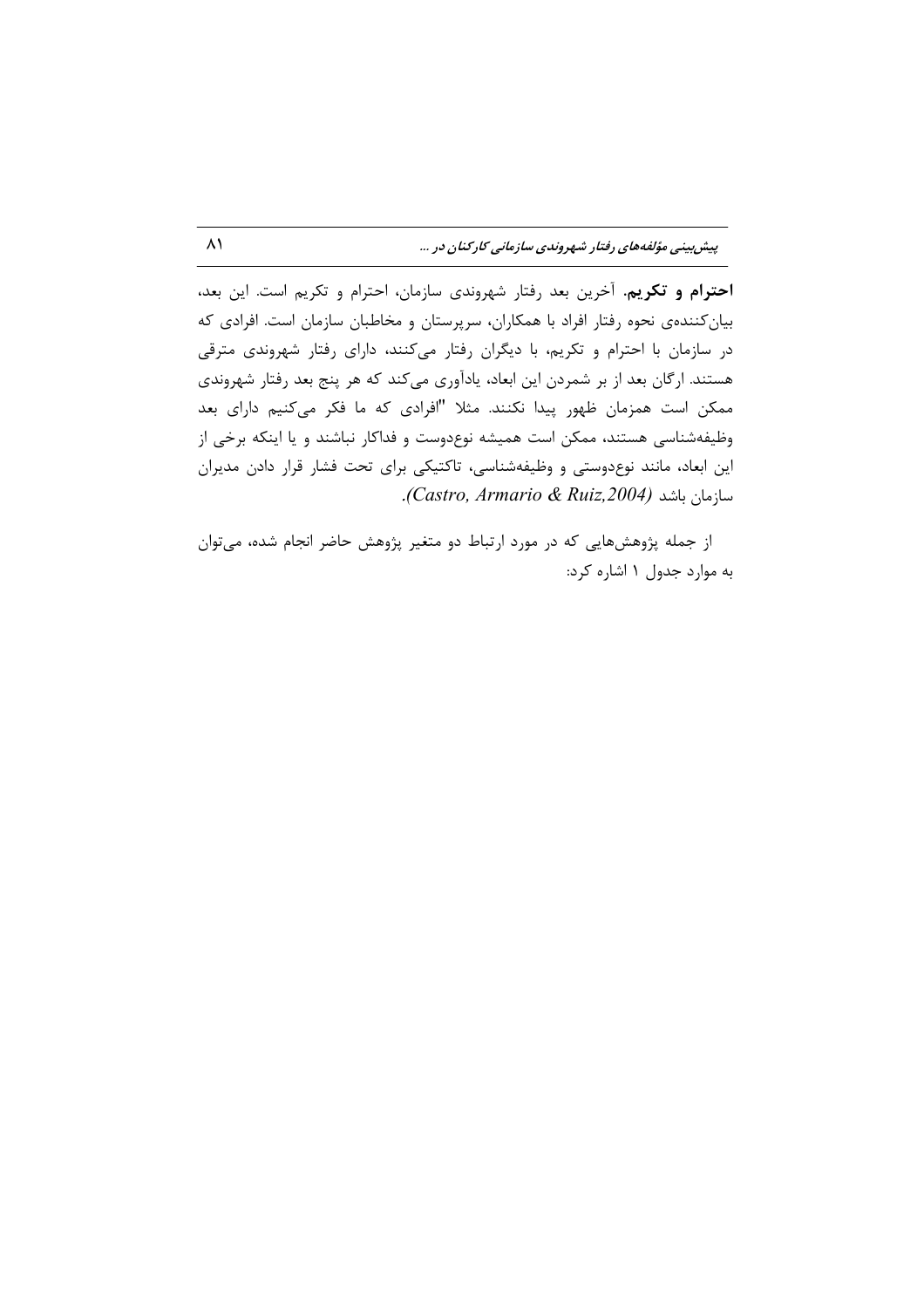**احترام و تکریم**. آخرین بعد رفتار شهروندی سازمان، احترام و تکریم است. این بعد، بیان‌کننده‌ی نحوه رفتار افراد با همکاران، سرپرستان و مخاطبان سازمان است. افرادی که در سازمان با احترام و تکریم، با دیگران رفتار می‌کنند، دارای رفتار شهروندی مترقی هستند. ارگان بعد از بر شمردن این ابعاد، یادآوری می‌کند که هر پنج بعد رفتار شهروندی ممکن است همزمان ظهور پیدا نکنند. مثلا "افرادی که ما فکر می‌کنیم دارای بعد وظیفه‌شناسی هستند، ممکن است همیشه نوع‌دوست و فداکار نباشند و یا اینکه برخی از این ابعاد، مانند نوع‌دوستی و وظیفه‌شناسی، تاکتیکی برای تحت فشار قرار دادن مدیران سازمان باشد *(Castro, Armario & Ruiz,2004)*.

از جمله پژوهش‌هایی که در مورد ارتباط دو متغیر پژوهش حاضر انجام شده، می‌توان به موارد جدول ۱ اشاره کرد: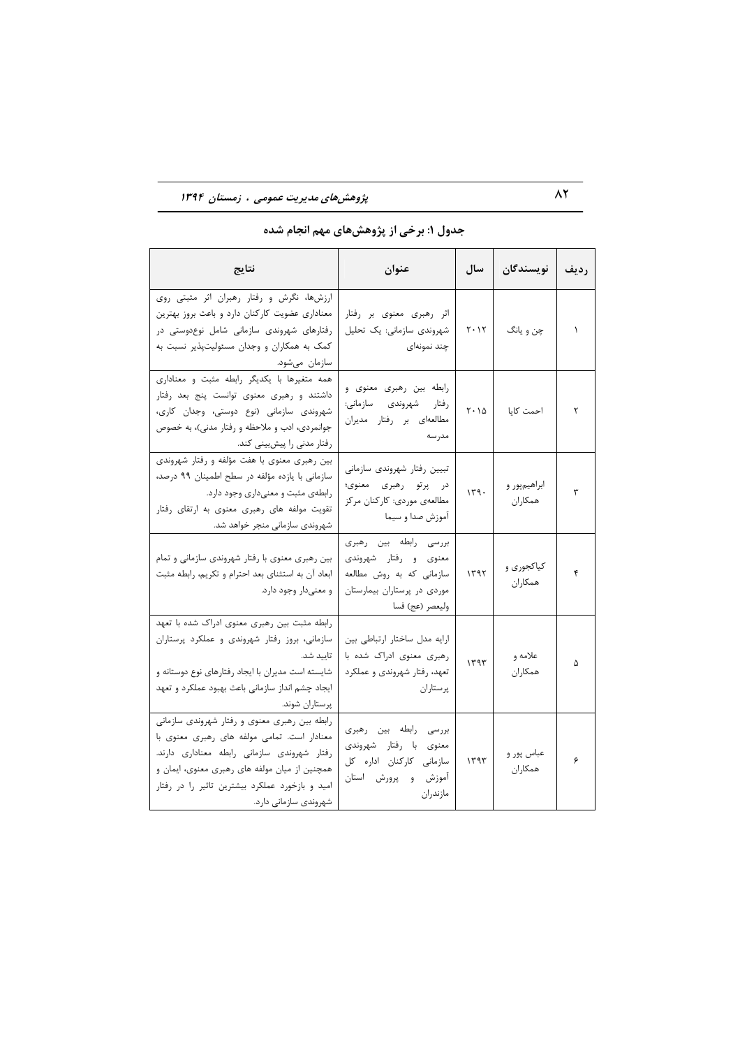### جدول ۱: برخی از پژوهش‌های مهم انجام شده

| ردیف | نویسندگان | سال | عنوان | نتایج |
|---|---|---|---|---|
| ۱ | چن و یانگ | ۲۰۱۲ | اثر رهبری معنوی بر رفتار شهروندی سازمانی: یک تحلیل چند نمونه‌ای | ارزش‌ها، نگرش و رفتار رهبران اثر مثبتی روی معناداری عضویت کارکنان دارد و باعث بروز بهترین رفتارهای شهروندی سازمانی شامل نوع‌دوستی در کمک به همکاران و وجدان مسئولیت‌پذیر نسبت به سازمان می‌شود. |
| ۲ | احمت کایا | ۲۰۱۵ | رابطه بین رهبری معنوی و رفتار شهروندی سازمانی: مطالعه‌ای بر رفتار مدیران مدرسه | همه متغیرها با یکدیگر رابطه مثبت و معناداری داشتند و رهبری معنوی توانست پنج بعد رفتار شهروندی سازمانی (نوع دوستی، وجدان کاری، جوانمردی، ادب و ملاحظه و رفتار مدنی)، به خصوص رفتار مدنی را پیش‌بینی کند. |
| ۳ | ابراهیم‌پور و همکاران | ۱۳۹۰ | تبیین رفتار شهروندی سازمانی در پرتو رهبری معنوی؛ مطالعه‌ی موردی: کارکنان مرکز آموزش صدا و سیما | بین رهبری معنوی با هفت مؤلفه و رفتار شهروندی سازمانی با یازده مؤلفه در سطح اطمینان ۹۹ درصد، رابطه‌ی مثبت و معنی‌داری وجود دارد. تقویت مولفه های رهبری معنوی به ارتقای رفتار شهروندی سازمانی منجر خواهد شد. |
| ۴ | کیاکجوری و همکاران | ۱۳۹۲ | بررسی رابطه بین رهبری معنوی و رفتار شهروندی سازمانی که به روش مطالعه موردی در پرستاران بیمارستان ولیعصر (عج) فسا | بین رهبری معنوی با رفتار شهروندی سازمانی و تمام ابعاد آن به استثنای بعد احترام و تکریم، رابطه مثبت و معنی‌دار وجود دارد. |
| ۵ | علامه و همکاران | ۱۳۹۳ | ارایه مدل ساختار ارتباطی بین رهبری معنوی ادراک شده با تعهد، رفتار شهروندی و عملکرد پرستاران | رابطه مثبت بین رهبری معنوی ادراک شده با تعهد سازمانی، بروز رفتار شهروندی و عملکرد پرستاران تایید شد. شایسته است مدیران با ایجاد رفتارهای نوع دوستانه و ایجاد چشم انداز سازمانی باعث بهبود عملکرد و تعهد پرستاران شوند. |
| ۶ | عباس پور و همکاران | ۱۳۹۳ | بررسی رابطه بین رهبری معنوی با رفتار شهروندی سازمانی کارکنان اداره کل آموزش و پرورش استان مازندران | رابطه بین رهبری معنوی و رفتار شهروندی سازمانی معنادار است. تمامی مولفه های رهبری معنوی با رفتار شهروندی سازمانی رابطه معناداری دارند. همچنین از میان مولفه های رهبری معنوی، ایمان و امید و بازخورد عملکرد بیشترین تاثیر را در رفتار شهروندی سازمانی دارد. |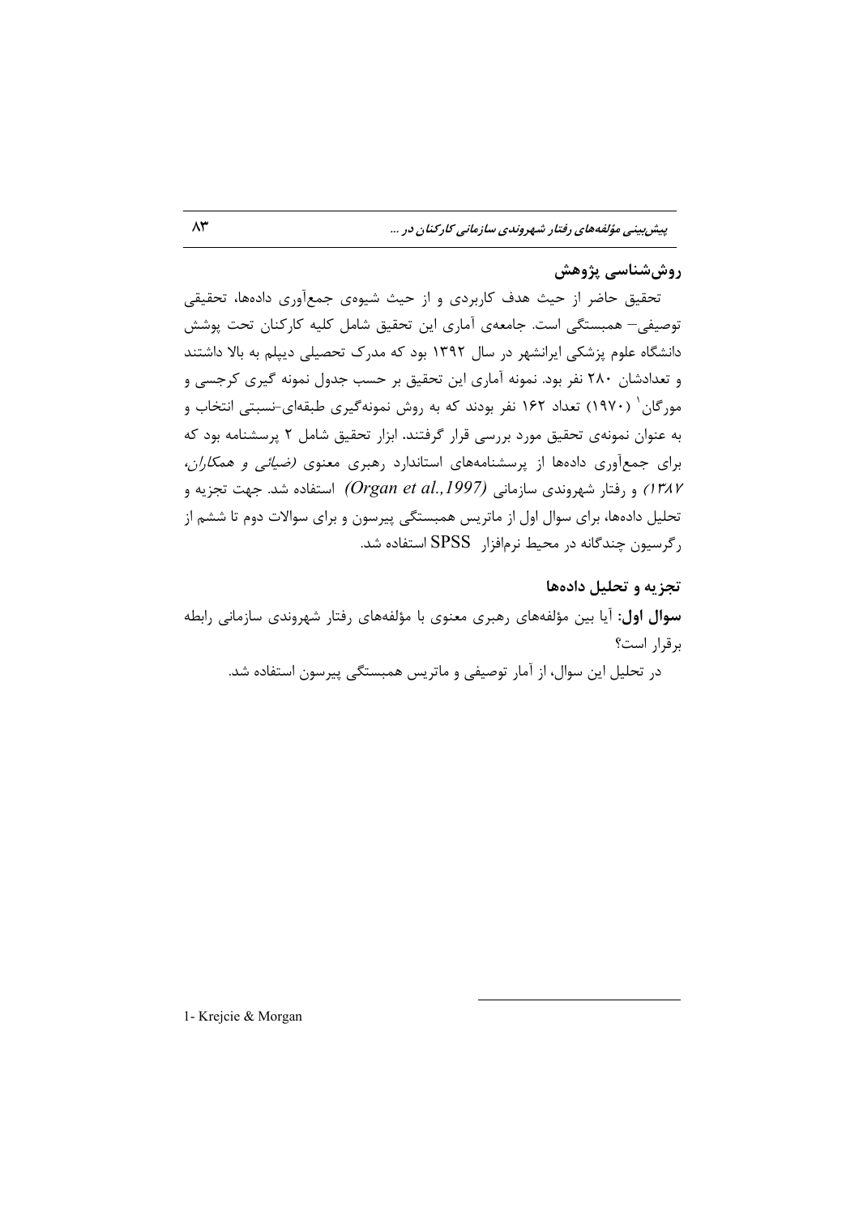## روش‌شناسی پژوهش

تحقیق حاضر از حیث هدف کاربردی و از حیث شیوه‌ی جمع‌آوری داده‌ها، تحقیقی توصیفی– همبستگی است. جامعه‌ی آماری این تحقیق شامل کلیه کارکنان تحت پوشش دانشگاه علوم پزشکی ایرانشهر در سال ۱۳۹۲ بود که مدرک تحصیلی دیپلم به بالا داشتند و تعدادشان ۲۸۰ نفر بود. نمونه آماری این تحقیق بر حسب جدول نمونه گیری کرجسی و مورگان[1] (۱۹۷۰) تعداد ۱۶۲ نفر بودند که به روش نمونه‌گیری طبقه‌ای-نسبتی انتخاب و به عنوان نمونه‌ی تحقیق مورد بررسی قرار گرفتند. ابزار تحقیق شامل ۲ پرسشنامه بود که برای جمع‌آوری داده‌ها از پرسشنامه‌های استاندارد رهبری معنوی *(ضیائی و همکاران، ۱۳۸۷)* و رفتار شهروندی سازمانی *(Organ et al.,1997)* استفاده شد. جهت تجزیه و تحلیل داده‌ها، برای سوال اول از ماتریس همبستگی پیرسون و برای سوالات دوم تا ششم از رگرسیون چندگانه در محیط نرم‌افزار SPSS استفاده شد.

## تجزیه و تحلیل داده‌ها

**سوال اول:** آیا بین مؤلفه‌های رهبری معنوی با مؤلفه‌های رفتار شهروندی سازمانی رابطه برقرار است؟

در تحلیل این سوال، از آمار توصیفی و ماتریس همبستگی پیرسون استفاده شد.

---

1- Krejcie & Morgan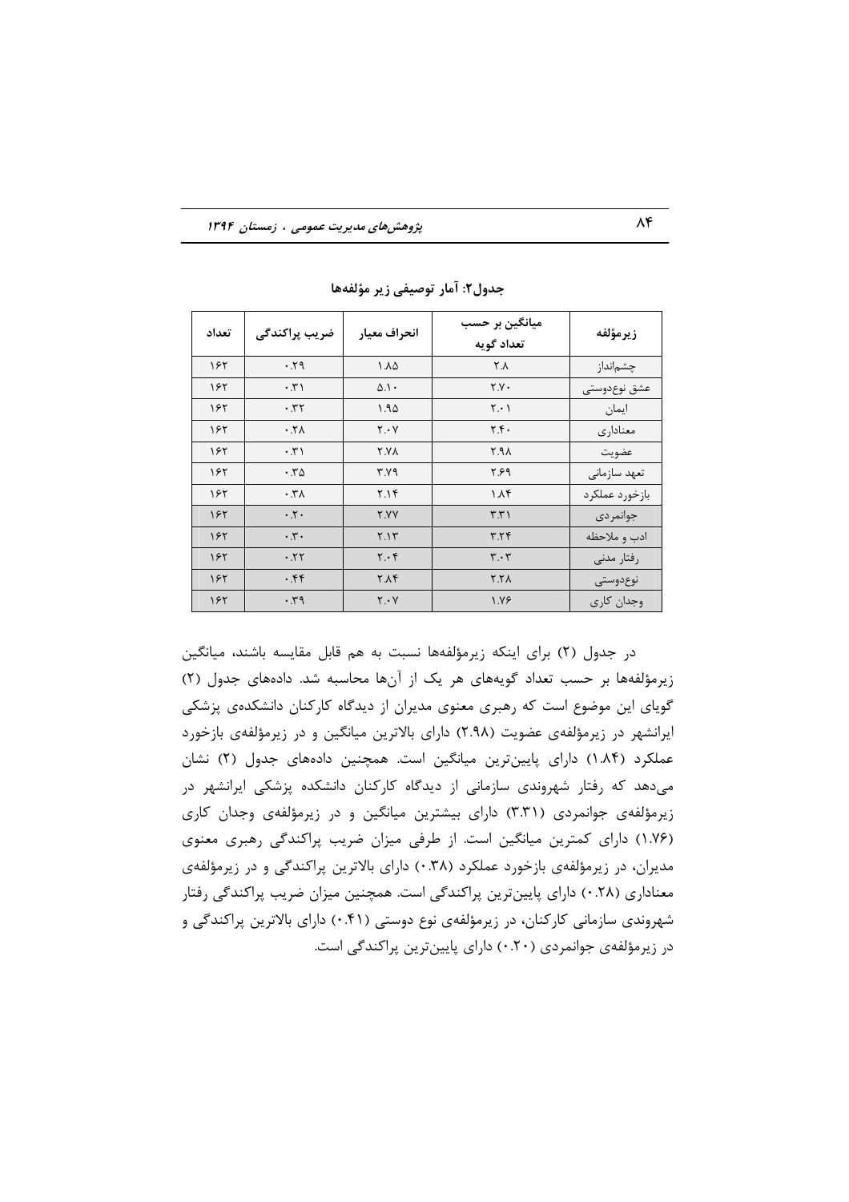**جدول۲: آمار توصیفی زیر مؤلفه‌ها**

| زیرمؤلفه | میانگین بر حسب تعداد گویه | انحراف معیار | ضریب پراکندگی | تعداد |
|---|---|---|---|---|
| چشم‌انداز | ۲.۸ | ۱.۸۵ | ۰.۲۹ | ۱۶۲ |
| عشق نوع‌دوستی | ۲.۷۰ | ۵.۱۰ | ۰.۳۱ | ۱۶۲ |
| ایمان | ۲.۰۱ | ۱.۹۵ | ۰.۳۲ | ۱۶۲ |
| معناداری | ۲.۴۰ | ۲.۰۷ | ۰.۲۸ | ۱۶۲ |
| عضویت | ۲.۹۸ | ۲.۷۸ | ۰.۳۱ | ۱۶۲ |
| تعهد سازمانی | ۲.۶۹ | ۳.۷۹ | ۰.۳۵ | ۱۶۲ |
| بازخورد عملکرد | ۱.۸۴ | ۲.۱۴ | ۰.۳۸ | ۱۶۲ |
| جوانمردی | ۳.۳۱ | ۲.۷۷ | ۰.۲۰ | ۱۶۲ |
| ادب و ملاحظه | ۳.۲۴ | ۲.۱۳ | ۰.۳۰ | ۱۶۲ |
| رفتار مدنی | ۳.۰۳ | ۲.۰۴ | ۰.۲۲ | ۱۶۲ |
| نوع‌دوستی | ۲.۲۸ | ۲.۸۴ | ۰.۴۴ | ۱۶۲ |
| وجدان کاری | ۱.۷۶ | ۲.۰۷ | ۰.۳۹ | ۱۶۲ |

در جدول (۲) برای اینکه زیرمؤلفه‌ها نسبت به هم قابل مقایسه باشند، میانگین زیرمؤلفه‌ها بر حسب تعداد گویه‌های هر یک از آن‌ها محاسبه شد. داده‌های جدول (۲) گویای این موضوع است که رهبری معنوی مدیران از دیدگاه کارکنان دانشکده‌ی پزشکی ایرانشهر در زیرمؤلفه‌ی عضویت (۲.۹۸) دارای بالاترین میانگین و در زیرمؤلفه‌ی بازخورد عملکرد (۱.۸۴) دارای پایین‌ترین میانگین است. همچنین داده‌های جدول (۲) نشان می‌دهد که رفتار شهروندی سازمانی از دیدگاه کارکنان دانشکده پزشکی ایرانشهر در زیرمؤلفه‌ی جوانمردی (۳.۳۱) دارای بیشترین میانگین و در زیرمؤلفه‌ی وجدان کاری (۱.۷۶) دارای کمترین میانگین است. از طرفی میزان ضریب پراکندگی رهبری معنوی مدیران، در زیرمؤلفه‌ی بازخورد عملکرد (۰.۳۸) دارای بالاترین پراکندگی و در زیرمؤلفه‌ی معناداری (۰.۲۸) دارای پایین‌ترین پراکندگی است. همچنین میزان ضریب پراکندگی رفتار شهروندی سازمانی کارکنان، در زیرمؤلفه‌ی نوع دوستی (۰.۴۱) دارای بالاترین پراکندگی و در زیرمؤلفه‌ی جوانمردی (۰.۲۰) دارای پایین‌ترین پراکندگی است.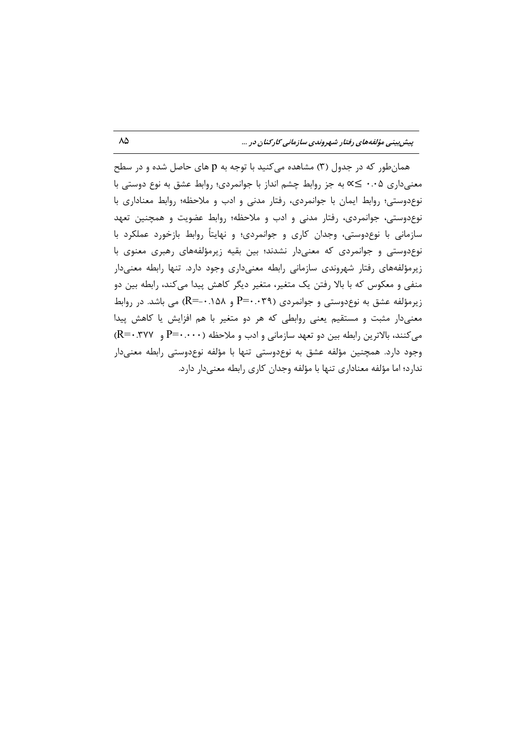همان‌طور که در جدول (۳) مشاهده می‌کنید با توجه به p های حاصل شده و در سطح معنی‌داری ۰.۰۵ ≥∝ به جز روابط چشم انداز با جوانمردی؛ روابط عشق به نوع دوستی با نوع‌دوستی؛ روابط ایمان با جوانمردی، رفتار مدنی و ادب و ملاحظه؛ روابط معناداری با نوع‌دوستی، جوانمردی، رفتار مدنی و ادب و ملاحظه؛ روابط عضویت و همچنین تعهد سازمانی با نوع‌دوستی، وجدان کاری و جوانمردی؛ و نهایتاً روابط بازخورد عملکرد با نوع‌دوستی و جوانمردی که معنی‌دار نشدند؛ بین بقیه زیرمؤلفه‌های رهبری معنوی با زیرمؤلفه‌های رفتار شهروندی سازمانی رابطه معنی‌داری وجود دارد. تنها رابطه معنی‌دار منفی و معکوس که با بالا رفتن یک متغیر، متغیر دیگر کاهش پیدا می‌کند، رابطه بین دو زیرمؤلفه عشق به نوع‌دوستی و جوانمردی ($P=۰.۰۳۹$ و $R=-۰.۱۵۸$) می باشد. در روابط معنی‌دار مثبت و مستقیم یعنی روابطی که هر دو متغیر با هم افزایش یا کاهش پیدا می‌کنند، بالاترین رابطه بین دو تعهد سازمانی و ادب و ملاحظه ($P=۰.۰۰۰$ و $R=۰.۳۷۷$) وجود دارد. همچنین مؤلفه عشق به نوع‌دوستی تنها با مؤلفه نوع‌دوستی رابطه معنی‌دار ندارد؛ اما مؤلفه معناداری تنها با مؤلفه وجدان کاری رابطه معنی‌دار دارد.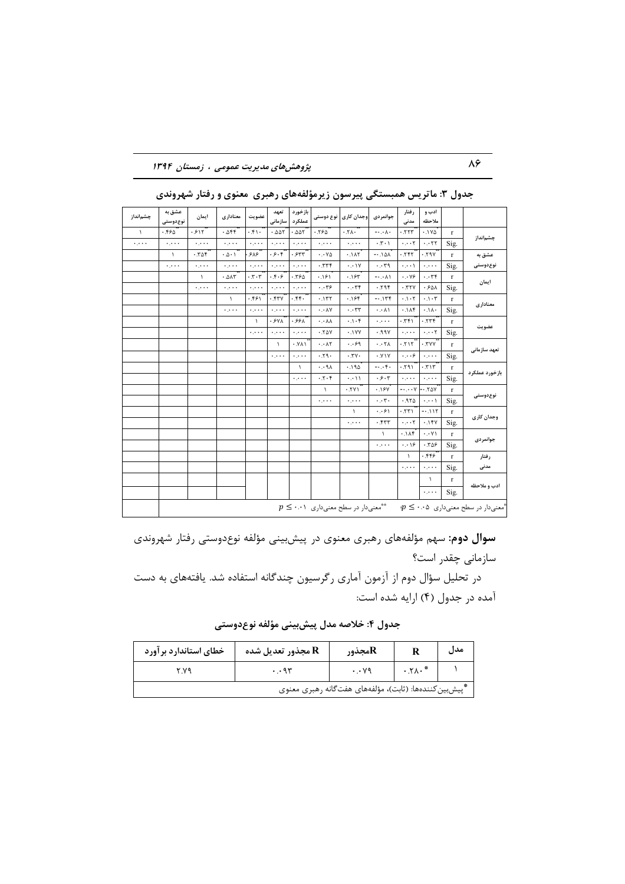**جدول ۳: ماتریس همبستگی پیرسون زیرمؤلفه‌های رهبری معنوی و رفتار شهروندی**

| | | ادب و ملاحظه | رفتار مدنی | جوانمردی | وجدان کاری | نوع دوستی | بازخورد عملکرد | تعهد سازمانی | عضویت | معناداری | ایمان | عشق به نوع‌دوستی | چشم‌انداز |
|---|---|---|---|---|---|---|---|---|---|---|---|---|---|
| چشم‌انداز | r | ۰.۱۷۵** | ۰.۲۲۳** | -۰.۰۸۰ | ۰.۲۸۰** | ۰.۲۶۵** | ۰.۵۵۲** | ۰.۵۵۲** | ۰.۴۱۰** | ۰.۵۴۴** | ۰.۶۱۲** | ۰.۴۶۵** | ۱ |
| | Sig. | ۰.۰۲۲ | ۰.۰۰۲ | ۰.۳۰۱ | ۰.۰۰۰ | ۰.۰۰۰ | ۰.۰۰۰ | ۰.۰۰۰ | ۰.۰۰۰ | ۰.۰۰۰ | ۰.۰۰۰ | ۰.۰۰۰ | ۰.۰۰۰ |
| عشق به نوع‌دوستی | r | ۰.۲۹۷** | ۰.۴۴۲** | -۰.۱۵۸* | ۰.۱۸۲** | ۰.۰۷۵ | ۰.۶۳۳** | ۰.۶۰۴** | ۰.۶۸۶** | ۰.۵۰۱** | ۰.۳۵۴** | ۱ | |
| | Sig. | ۰.۰۰۰ | ۰.۰۰۱ | ۰.۰۳۹ | ۰.۰۱۷ | ۰.۳۳۴ | ۰.۰۰۰ | ۰.۰۰۰ | ۰.۰۰۰ | ۰.۰۰۰ | ۰.۰۰۰ | ۰.۰۰۰ | |
| ایمان | r | ۰.۰۳۴ | ۰.۰۷۶ | -۰.۰۸۱ | ۰.۱۶۳* | ۰.۱۶۱* | ۰.۳۶۵** | ۰.۴۰۶** | ۰.۳۰۳** | ۰.۵۸۳** | ۱ | | |
| | Sig. | ۰.۶۵۸ | ۰.۳۲۷ | ۰.۲۹۴ | ۰.۰۳۴ | ۰.۰۳۶ | ۰.۰۰۰ | ۰.۰۰۰ | ۰.۰۰۰ | ۰.۰۰۰ | ۰.۰۰۰ | | |
| معناداری | r | ۰.۱۰۳ | ۰.۱۰۲ | -۰.۱۳۴ | ۰.۱۶۴* | ۰.۱۳۲ | ۰.۴۴۰** | ۰.۴۳۷** | ۰.۴۶۱** | ۱ | | | |
| | Sig. | ۰.۱۸۰ | ۰.۱۸۴ | ۰.۰۸۱ | ۰.۰۳۳ | ۰.۰۸۷ | ۰.۰۰۰ | ۰.۰۰۰ | ۰.۰۰۰ | ۰.۰۰۰ | | | |
| عضویت | r | ۰.۲۳۴** | ۰.۳۴۱** | ۰.۰۰۰ | ۰.۱۰۴ | ۰.۰۸۸ | ۰.۶۶۸** | ۰.۶۷۸** | ۱ | | | | |
| | Sig. | ۰.۰۰۲ | ۰.۰۰۰ | ۰.۹۹۷ | ۰.۱۷۷ | ۰.۲۵۷ | ۰.۰۰۰ | ۰.۰۰۰ | ۰.۰۰۰ | | | | |
| تعهد سازمانی | r | ۰.۳۷۷** | ۰.۲۱۳** | ۰.۰۲۸ | ۰.۰۶۹ | ۰.۰۸۲ | ۰.۷۸۱** | ۱ | | | | | |
| | Sig. | ۰.۰۰۰ | ۰.۰۰۶ | ۰.۷۱۷ | ۰.۳۷۰ | ۰.۲۹۰ | ۰.۰۰۰ | ۰.۰۰۰ | | | | | |
| بازخورد عملکرد | r | ۰.۳۱۳** | ۰.۲۹۱** | -۰.۰۴۰ | ۰.۱۹۵* | ۰.۰۹۸ | ۱ | | | | | | |
| | Sig. | ۰.۰۰۰ | ۰.۰۰۰ | ۰.۶۰۳ | ۰.۰۱۱ | ۰.۲۰۴ | ۰.۰۰۰ | | | | | | |
| نوع‌دوستی | r | -۰.۲۵۷** | -۰.۰۰۷ | ۰.۱۶۷* | ۰.۲۷۱** | ۱ | | | | | | | |
| | Sig. | ۰.۰۰۱ | ۰.۹۲۵ | ۰.۰۳۰ | ۰.۰۰۰ | ۰.۰۰۰ | | | | | | | |
| وجدان کاری | r | -۰.۱۱۲ | ۰.۲۳۱** | ۰.۰۶۱ | ۱ | | | | | | | | |
| | Sig. | ۰.۱۴۷ | ۰.۰۰۲ | ۰.۴۳۳ | ۰.۰۰۰ | | | | | | | | |
| جوانمردی | r | ۰.۰۷۱ | ۰.۱۸۴* | ۱ | | | | | | | | | |
| | Sig. | ۰.۳۵۶ | ۰.۰۱۶ | ۰.۰۰۰ | | | | | | | | | |
| رفتار مدنی | r | ۰.۴۴۶** | ۱ | | | | | | | | | | |
| | Sig. | ۰.۰۰۰ | ۰.۰۰۰ | | | | | | | | | | |
| ادب و ملاحظه | r | ۱ | | | | | | | | | | | |
| | Sig. | ۰.۰۰۰ | | | | | | | | | | | |

*معنی‌دار در سطح معنی‌داری $p \leq ۰.۰۵$ **معنی‌دار در سطح معنی‌داری $p \leq ۰.۰۱$

**سوال دوم:** سهم مؤلفه‌های رهبری معنوی در پیش‌بینی مؤلفه نوع‌دوستی رفتار شهروندی سازمانی چقدر است؟

در تحلیل سؤال دوم از آزمون آماری رگرسیون چندگانه استفاده شد. یافته‌های به دست آمده در جدول (۴) ارایه شده است:

**جدول ۴: خلاصه مدل پیش‌بینی مؤلفه نوع‌دوستی**

| مدل | R | مجذور R | مجذور R تعدیل شده | خطای استاندارد برآورد |
|---|---|---|---|---|
| ۱ | ۰.۲۸۰* | ۰.۰۷۹ | ۰.۰۹۳ | ۲.۷۹ |

*پیش‌بین‌کننده‌ها: (ثابت)، مؤلفه‌های هفت‌گانه رهبری معنوی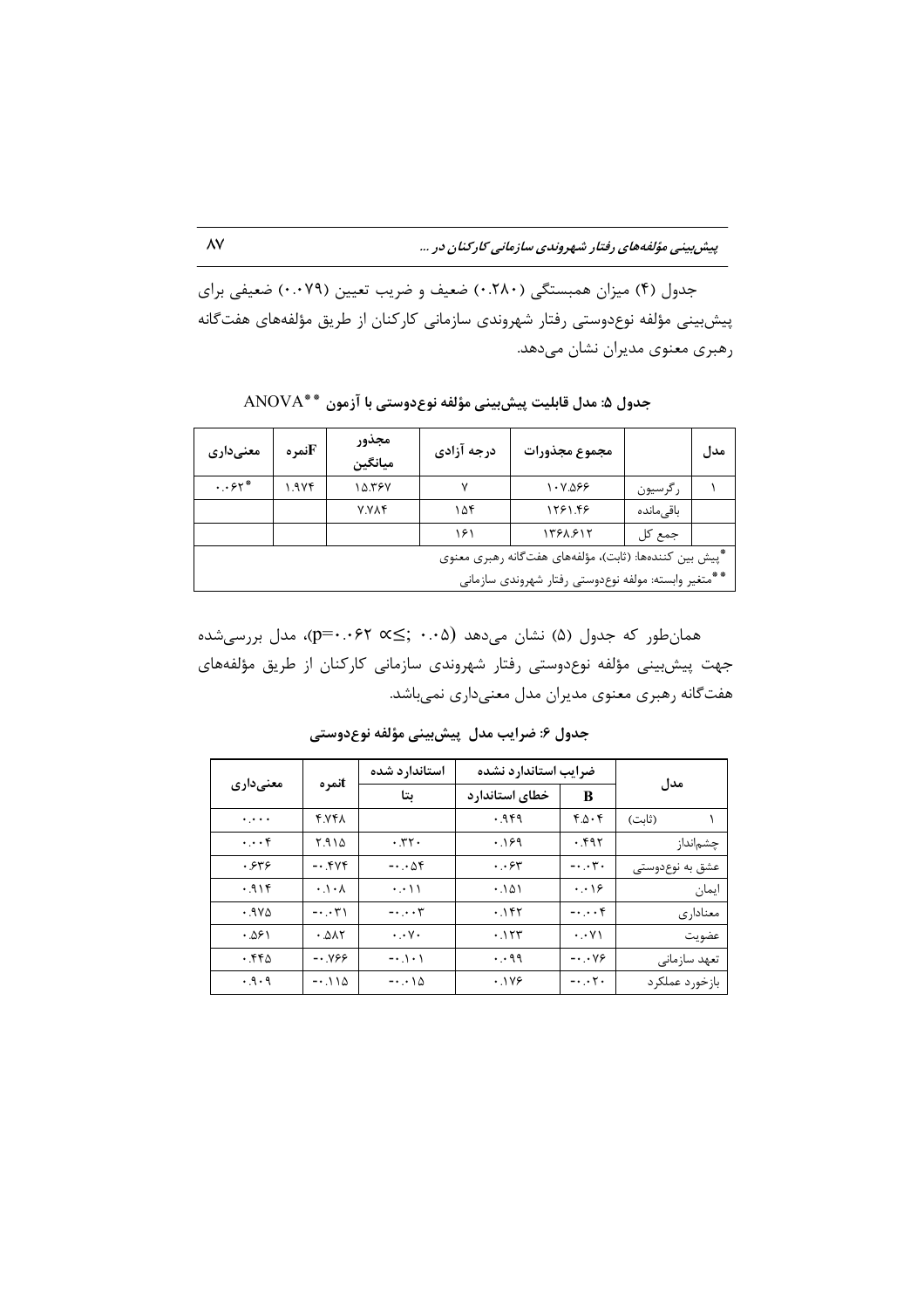جدول (۴) میزان همبستگی (۰.۲۸۰) ضعیف و ضریب تعیین (۰.۰۷۹) ضعیفی برای پیش‌بینی مؤلفه نوع‌دوستی رفتار شهروندی سازمانی کارکنان از طریق مؤلفه‌های هفت‌گانه رهبری معنوی مدیران نشان می‌دهد.

**جدول ۵: مدل قابلیت پیش‌بینی مؤلفه نوع‌دوستی با آزمون ANOVA\*\***

| مدل | | مجموع مجذورات | درجه آزادی | مجذور میانگین | Fنمره | معنی‌داری |
|---|---|---|---|---|---|---|
| ۱ | رگرسیون | ۱۰۷.۵۶۶ | ۷ | ۱۵.۳۶۷ | ۱.۹۷۴ | ۰.۰۶۲\* |
| | باقی‌مانده | ۱۲۶۱.۴۶ | ۱۵۴ | ۷.۷۸۴ | | |
| | جمع کل | ۱۳۶۸.۶۱۲ | ۱۶۱ | | | |

\*پیش بین کننده‌ها: (ثابت)، مؤلفه‌های هفت‌گانه رهبری معنوی

\*\*متغیر وابسته: مولفه نوع‌دوستی رفتار شهروندی سازمانی

همان‌طور که جدول (۵) نشان می‌دهد (۰.۰۵ ;≥∝ p=۰.۰۶۲)، مدل بررسی‌شده جهت پیش‌بینی مؤلفه نوع‌دوستی رفتار شهروندی سازمانی کارکنان از طریق مؤلفه‌های هفت‌گانه رهبری معنوی مدیران مدل معنی‌داری نمی‌باشد.

**جدول ۶: ضرایب مدل پیش‌بینی مؤلفه نوع‌دوستی**

| مدل | | ضرایب استاندارد نشده | | استاندارد شده | tنمره | معنی‌داری |
|---|---|---|---|---|---|---|
| | | B | خطای استاندارد | بتا | | |
| ۱ | (ثابت) | ۴.۵۰۴ | ۰.۹۴۹ | | ۴.۷۴۸ | ۰.۰۰۰ |
| | چشم‌انداز | ۰.۴۹۲ | ۰.۱۶۹ | ۰.۳۲۰ | ۲.۹۱۵ | ۰.۰۰۴ |
| | عشق به نوع‌دوستی | -۰.۰۳۰ | ۰.۰۶۳ | -۰.۰۵۴ | -۰.۴۷۴ | ۰.۶۳۶ |
| | ایمان | ۰.۰۱۶ | ۰.۱۵۱ | ۰.۰۱۱ | ۰.۱۰۸ | ۰.۹۱۴ |
| | معناداری | -۰.۰۰۴ | ۰.۱۴۲ | -۰.۰۰۳ | -۰.۰۳۱ | ۰.۹۷۵ |
| | عضویت | ۰.۰۷۱ | ۰.۱۲۳ | ۰.۰۷۰ | ۰.۵۸۲ | ۰.۵۶۱ |
| | تعهد سازمانی | -۰.۰۷۶ | ۰.۰۹۹ | -۰.۱۰۱ | -۰.۷۶۶ | ۰.۴۴۵ |
| | بازخورد عملکرد | -۰.۰۲۰ | ۰.۱۷۶ | -۰.۰۱۵ | -۰.۱۱۵ | ۰.۹۰۹ |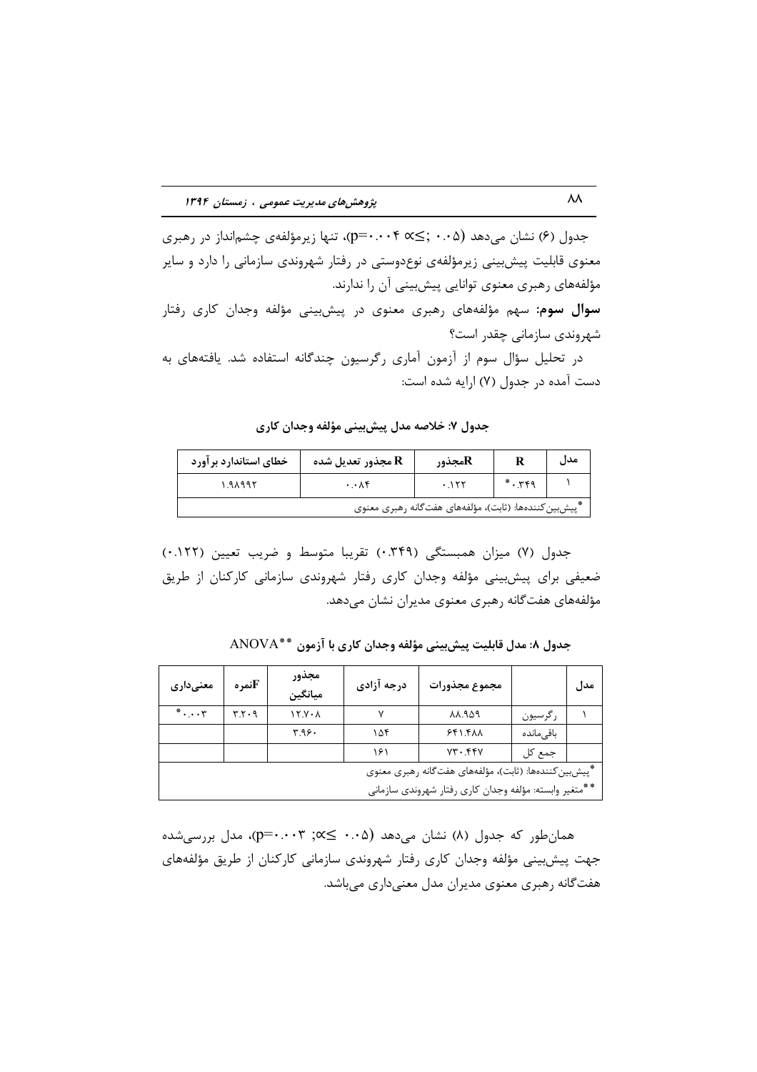جدول (۶) نشان می‌دهد (p=۰.۰۰۴ ∝≤; ۰.۰۵)، تنها زیرمؤلفه‌ی چشم‌انداز در رهبری معنوی قابلیت پیش‌بینی زیرمؤلفه‌ی نوع‌دوستی در رفتار شهروندی سازمانی را دارد و سایر مؤلفه‌های رهبری معنوی توانایی پیش‌بینی آن را ندارند.

**سوال سوم:** سهم مؤلفه‌های رهبری معنوی در پیش‌بینی مؤلفه وجدان کاری رفتار شهروندی سازمانی چقدر است؟

در تحلیل سؤال سوم از آزمون آماری رگرسیون چندگانه استفاده شد. یافته‌های به دست آمده در جدول (۷) ارایه شده است:

**جدول ۷: خلاصه مدل پیش‌بینی مؤلفه وجدان کاری**

| مدل | R | Rمجذور | R مجذور تعدیل شده | خطای استاندارد برآورد |
|---|---|---|---|---|
| ۱ | *۰.۳۴۹ | ۰.۱۲۲ | ۰.۰۸۴ | ۱.۹۸۹۹۲ |

*پیش‌بین‌کننده‌ها: (ثابت)، مؤلفه‌های هفت‌گانه رهبری معنوی

جدول (۷) میزان همبستگی (۰.۳۴۹) تقریبا متوسط و ضریب تعیین (۰.۱۲۲) ضعیفی برای پیش‌بینی مؤلفه وجدان کاری رفتار شهروندی سازمانی کارکنان از طریق مؤلفه‌های هفت‌گانه رهبری معنوی مدیران نشان می‌دهد.

**جدول ۸: مدل قابلیت پیش‌بینی مؤلفه وجدان کاری با آزمون ANOVA****

| مدل | | مجموع مجذورات | درجه آزادی | مجذور میانگین | Fنمره | معنی‌داری |
|---|---|---|---|---|---|---|
| ۱ | رگرسیون | ۸۸.۹۵۹ | ۷ | ۱۲.۷۰۸ | ۳.۲۰۹ | *۰.۰۰۳ |
| | باقی‌مانده | ۶۴۱.۴۸۸ | ۱۵۴ | ۳.۹۶۰ | | |
| | جمع کل | ۷۳۰.۴۴۷ | ۱۶۱ | | | |

*پیش‌بین‌کننده‌ها: (ثابت)، مؤلفه‌های هفت‌گانه رهبری معنوی

**متغیر وابسته: مؤلفه وجدان کاری رفتار شهروندی سازمانی

همان‌طور که جدول (۸) نشان می‌دهد (p=۰.۰۰۳ ;∝≤ ۰.۰۵)، مدل بررسی‌شده جهت پیش‌بینی مؤلفه وجدان کاری رفتار شهروندی سازمانی کارکنان از طریق مؤلفه‌های هفت‌گانه رهبری معنوی مدیران مدل معنی‌داری می‌باشد.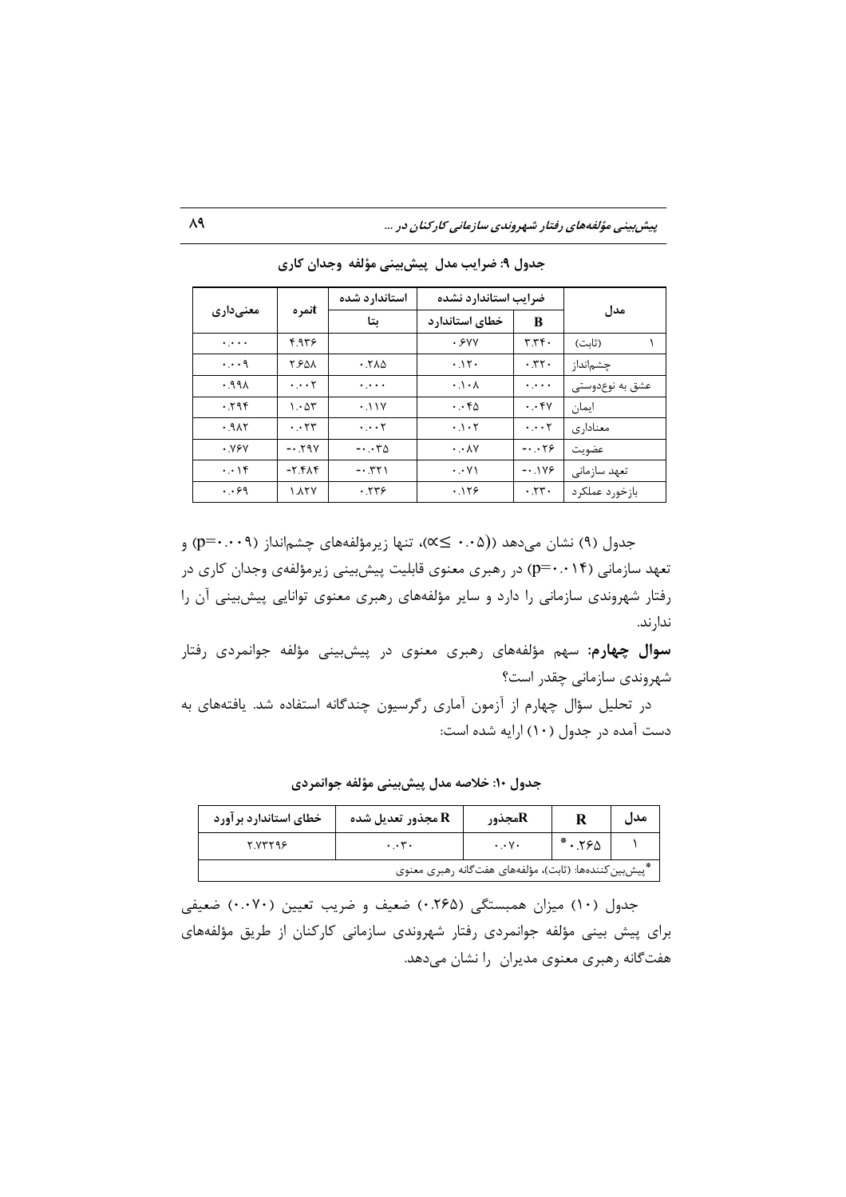**جدول ۹: ضرایب مدل پیش‌بینی مؤلفه وجدان کاری**

| مدل | | ضرایب استاندارد نشده | | استاندارد شده | tنمره | معنی‌داری |
|---|---|---|---|---|---|---|
| | | B | خطای استاندارد | بتا | | |
| ۱ | (ثابت) | ۳.۳۴۰ | ۰.۶۷۷ | | ۴.۹۳۶ | ۰.۰۰۰ |
| | چشم‌انداز | ۰.۳۲۰ | ۰.۱۲۰ | ۰.۲۸۵ | ۲.۶۵۸ | ۰.۰۰۹ |
| | عشق به نوع‌دوستی | ۰.۰۰۰ | ۰.۱۰۸ | ۰.۰۰۰ | ۰.۰۰۲ | ۰.۹۹۸ |
| | ایمان | ۰.۰۴۷ | ۰.۰۴۵ | ۰.۱۱۷ | ۱.۰۵۳ | ۰.۲۹۴ |
| | معناداری | ۰.۰۰۲ | ۰.۱۰۲ | ۰.۰۰۲ | ۰.۰۲۳ | ۰.۹۸۲ |
| | عضویت | -۰.۰۲۶ | ۰.۰۸۷ | -۰.۰۳۵ | -۰.۲۹۷ | ۰.۷۶۷ |
| | تعهد سازمانی | -۰.۱۷۶ | ۰.۰۷۱ | -۰.۳۲۱ | -۲.۴۸۴ | ۰.۰۱۴ |
| | بازخورد عملکرد | ۰.۲۳۰ | ۰.۱۲۶ | ۰.۲۳۶ | ۱.۸۲۷ | ۰.۰۶۹ |

جدول (۹) نشان می‌دهد ((۰.۰۵ ≥∝)، تنها زیرمؤلفه‌های چشم‌انداز (p=۰.۰۰۹) و تعهد سازمانی (p=۰.۰۱۴) در رهبری معنوی قابلیت پیش‌بینی زیرمؤلفه‌ی وجدان کاری در رفتار شهروندی سازمانی را دارد و سایر مؤلفه‌های رهبری معنوی توانایی پیش‌بینی آن را ندارند.

**سوال چهارم:** سهم مؤلفه‌های رهبری معنوی در پیش‌بینی مؤلفه جوانمردی رفتار شهروندی سازمانی چقدر است؟

در تحلیل سؤال چهارم از آزمون آماری رگرسیون چندگانه استفاده شد. یافته‌های به دست آمده در جدول (۱۰) ارایه شده است:

**جدول ۱۰: خلاصه مدل پیش‌بینی مؤلفه جوانمردی**

| مدل | R | Rمجذور | R مجذور تعدیل شده | خطای استاندارد برآورد |
|---|---|---|---|---|
| ۱ | ۰.۲۶۵* | ۰.۰۷۰ | ۰.۰۳۰ | ۲.۷۳۲۹۶ |
| *پیش‌بین‌کننده‌ها: (ثابت)، مؤلفه‌های هفت‌گانه رهبری معنوی | | | | |

جدول (۱۰) میزان همبستگی (۰.۲۶۵) ضعیف و ضریب تعیین (۰.۰۷۰) ضعیفی برای پیش بینی مؤلفه جوانمردی رفتار شهروندی سازمانی کارکنان از طریق مؤلفه‌های هفت‌گانه رهبری معنوی مدیران را نشان می‌دهد.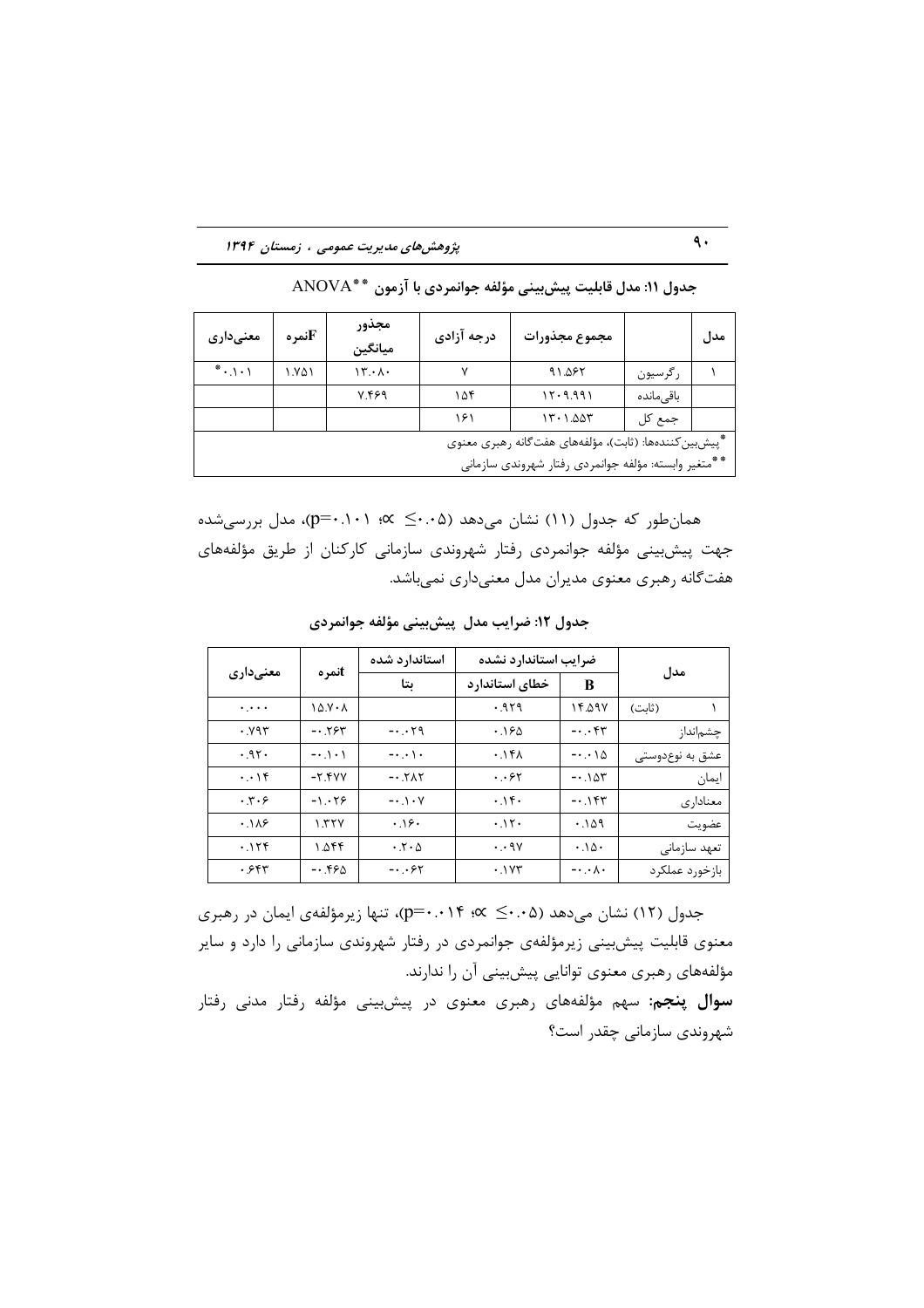**جدول ۱۱: مدل قابلیت پیش‌بینی مؤلفه جوانمردی با آزمون ANOVA**

| مدل | | مجموع مجذورات | درجه آزادی | مجذور میانگین | نمره F | معنی‌داری |
|---|---|---|---|---|---|---|
| ۱ | رگرسیون | ۹۱.۵۶۲ | ۷ | ۱۳.۰۸۰ | ۱.۷۵۱ | ۰.۱۰۱* |
| | باقی‌مانده | ۱۲۰۹.۹۹۱ | ۱۵۴ | ۷.۴۶۹ | | |
| | جمع کل | ۱۳۰۱.۵۵۳ | ۱۶۱ | | | |

*پیش‌بین‌کننده‌ها: (ثابت)، مؤلفه‌های هفت‌گانه رهبری معنوی

**متغیر وابسته: مؤلفه جوانمردی رفتار شهروندی سازمانی

همان‌طور که جدول (۱۱) نشان می‌دهد ($p=0.101$ ؛ $\alpha \leq 0.05$)، مدل بررسی‌شده جهت پیش‌بینی مؤلفه جوانمردی رفتار شهروندی سازمانی کارکنان از طریق مؤلفه‌های هفت‌گانه رهبری معنوی مدیران مدل معنی‌داری نمی‌باشد.

**جدول ۱۲: ضرایب مدل پیش‌بینی مؤلفه جوانمردی**

| مدل | ضرایب استاندارد نشده | | استاندارد شده | نمره t | معنی‌داری |
|---|---|---|---|---|---|
| | B | خطای استاندارد | بتا | | |
| ۱ (ثابت) | ۱۴.۵۹۷ | ۰.۹۲۹ | | ۱۵.۷۰۸ | ۰.۰۰۰ |
| چشم‌انداز | -۰.۰۴۳ | ۰.۱۶۵ | -۰.۰۲۹ | -۰.۲۶۳ | ۰.۷۹۳ |
| عشق به نوع‌دوستی | -۰.۰۱۵ | ۰.۱۴۸ | -۰.۰۱۰ | -۰.۱۰۱ | ۰.۹۲۰ |
| ایمان | -۰.۱۵۳ | ۰.۰۶۲ | -۰.۲۸۲ | -۲.۴۷۷ | ۰.۰۱۴ |
| معناداری | -۰.۱۴۳ | ۰.۱۴۰ | -۰.۱۰۷ | -۱.۰۲۶ | ۰.۳۰۶ |
| عضویت | ۰.۱۵۹ | ۰.۱۲۰ | ۰.۱۶۰ | ۱.۳۲۷ | ۰.۱۸۶ |
| تعهد سازمانی | ۰.۱۵۰ | ۰.۰۹۷ | ۰.۲۰۵ | ۱.۵۴۴ | ۰.۱۲۴ |
| بازخورد عملکرد | -۰.۰۸۰ | ۰.۱۷۳ | -۰.۰۶۲ | -۰.۴۶۵ | ۰.۶۴۳ |

جدول (۱۲) نشان می‌دهد ($p=0.014$ ؛ $\alpha \leq 0.05$)، تنها زیرمؤلفه‌ی ایمان در رهبری معنوی قابلیت پیش‌بینی زیرمؤلفه‌ی جوانمردی در رفتار شهروندی سازمانی را دارد و سایر مؤلفه‌های رهبری معنوی توانایی پیش‌بینی آن را ندارند.

**سوال پنجم**: سهم مؤلفه‌های رهبری معنوی در پیش‌بینی مؤلفه رفتار مدنی رفتار شهروندی سازمانی چقدر است؟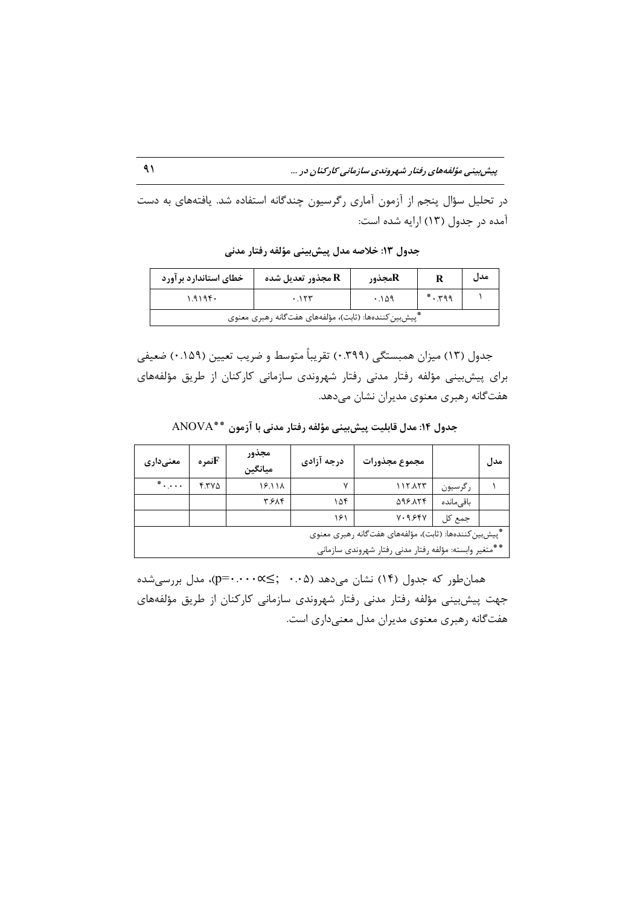در تحلیل سؤال پنجم از آزمون آماری رگرسیون چندگانه استفاده شد. یافته‌های به دست آمده در جدول (۱۳) ارایه شده است:

**جدول ۱۳: خلاصه مدل پیش‌بینی مؤلفه رفتار مدنی**

| مدل | R | Rمجذور | R مجذور تعدیل شده | خطای استاندارد برآورد |
|---|---|---|---|---|
| ۱ | ۰.۳۹۹* | ۰.۱۵۹ | ۰.۱۲۳ | ۱.۹۱۹۴۰ |

*پیش‌بین‌کننده‌ها: (ثابت)، مؤلفه‌های هفت‌گانه رهبری معنوی

جدول (۱۳) میزان همبستگی (۰.۳۹۹) تقریباً متوسط و ضریب تعیین (۰.۱۵۹) ضعیفی برای پیش‌بینی مؤلفه رفتار مدنی رفتار شهروندی سازمانی کارکنان از طریق مؤلفه‌های هفت‌گانه رهبری معنوی مدیران نشان می‌دهد.

**جدول ۱۴: مدل قابلیت پیش‌بینی مؤلفه رفتار مدنی با آزمون ANOVA****

| مدل | | مجموع مجذورات | درجه آزادی | مجذور میانگین | Fنمره | معنی‌داری |
|---|---|---|---|---|---|---|
| ۱ | رگرسیون | ۱۱۲.۸۲۳ | ۷ | ۱۶.۱۱۸ | ۴.۳۷۵ | ۰.۰۰۰* |
| | باقی‌مانده | ۵۹۶.۸۲۴ | ۱۵۴ | ۳.۶۸۴ | | |
| | جمع کل | ۷۰۹.۶۴۷ | ۱۶۱ | | | |

*پیش‌بین‌کننده‌ها: (ثابت)، مؤلفه‌های هفت‌گانه رهبری معنوی

**متغیر وابسته: مؤلفه رفتار مدنی رفتار شهروندی سازمانی

همان‌طور که جدول (۱۴) نشان می‌دهد ($p=0.000$ ؛ $\alpha \leq 0.05$)، مدل بررسی‌شده جهت پیش‌بینی مؤلفه رفتار مدنی رفتار شهروندی سازمانی کارکنان از طریق مؤلفه‌های هفت‌گانه رهبری معنوی مدیران مدل معنی‌داری است.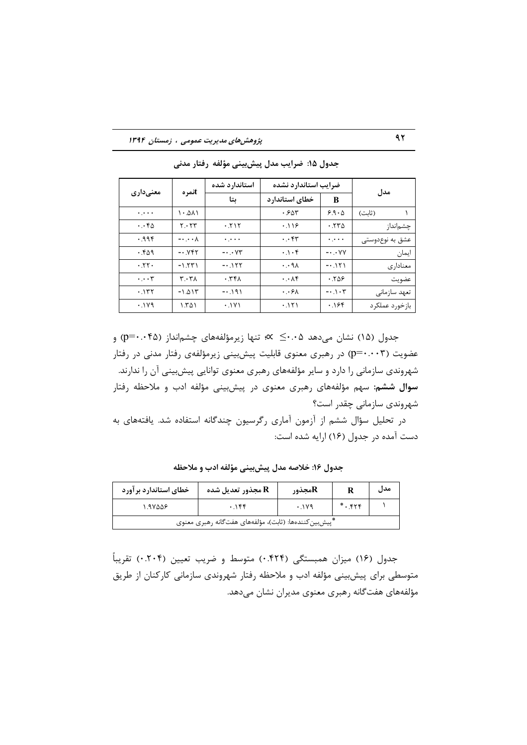**جدول ۱۵: ضرایب مدل پیش‌بینی مؤلفه رفتار مدنی**

| مدل | ضرایب استاندارد نشده | | استاندارد شده | tنمره | معنی‌داری |
|---|---|---|---|---|---|
| | B | خطای استاندارد | بتا | | |
| ۱ (ثابت) | ۶.۹۰۵ | ۰.۶۵۳ | | ۱۰.۵۸۱ | ۰.۰۰۰ |
| چشم‌انداز | ۰.۲۳۵ | ۰.۱۱۶ | ۰.۲۱۲ | ۲.۰۲۳ | ۰.۰۴۵ |
| عشق به نوع‌دوستی | ۰.۰۰۰ | ۰.۰۴۳ | ۰.۰۰۰ | -۰.۰۰۸ | ۰.۹۹۴ |
| ایمان | -۰.۰۷۷ | ۰.۱۰۴ | -۰.۰۷۳ | -۰.۷۴۲ | ۰.۴۵۹ |
| معناداری | -۰.۱۲۱ | ۰.۰۹۸ | -۰.۱۲۲ | -۱.۲۳۱ | ۰.۲۲۰ |
| عضویت | ۰.۲۵۶ | ۰.۰۸۴ | ۰.۳۴۸ | ۳.۰۳۸ | ۰.۰۰۳ |
| تعهد سازمانی | -۰.۱۰۳ | ۰.۰۶۸ | -۰.۱۹۱ | -۱.۵۱۳ | ۰.۱۳۲ |
| بازخورد عملکرد | ۰.۱۶۴ | ۰.۱۲۱ | ۰.۱۷۱ | ۱.۳۵۱ | ۰.۱۷۹ |

جدول (۱۵) نشان می‌دهد ۰.۰۵ ≥ ∝؛ تنها زیرمؤلفه‌های چشم‌انداز (p=۰.۰۴۵) و عضویت (p=۰.۰۰۳) در رهبری معنوی قابلیت پیش‌بینی زیرمؤلفه‌ی رفتار مدنی در رفتار شهروندی سازمانی را دارد و سایر مؤلفه‌های رهبری معنوی توانایی پیش‌بینی آن را ندارند.

**سوال ششم:** سهم مؤلفه‌های رهبری معنوی در پیش‌بینی مؤلفه ادب و ملاحظه رفتار شهروندی سازمانی چقدر است؟

در تحلیل سؤال ششم از آزمون آماری رگرسیون چندگانه استفاده شد. یافته‌های به دست آمده در جدول (۱۶) ارایه شده است:

**جدول ۱۶: خلاصه مدل پیش‌بینی مؤلفه ادب و ملاحظه**

| مدل | R | Rمجذور | R مجذور تعدیل شده | خطای استاندارد برآورد |
|---|---|---|---|---|
| ۱ | *۰.۴۲۴ | ۰.۱۷۹ | ۰.۱۴۴ | ۱.۹۷۵۵۶ |

*پیش‌بین‌کننده‌ها: (ثابت)، مؤلفه‌های هفت‌گانه رهبری معنوی

جدول (۱۶) میزان همبستگی (۰.۴۲۴) متوسط و ضریب تعیین (۰.۲۰۴) تقریباً متوسطی برای پیش‌بینی مؤلفه ادب و ملاحظه رفتار شهروندی سازمانی کارکنان از طریق مؤلفه‌های هفت‌گانه رهبری معنوی مدیران نشان می‌دهد.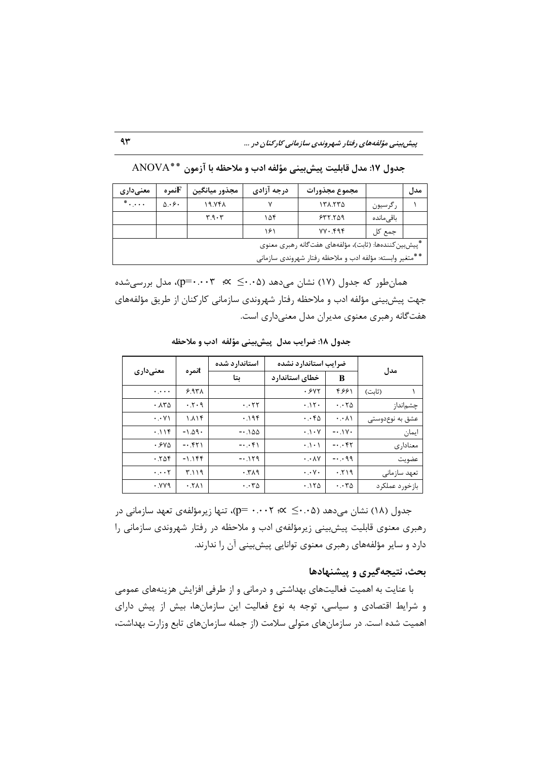**جدول ۱۷: مدل قابلیت پیش‌بینی مؤلفه ادب و ملاحظه با آزمون ANOVA**\*\***

| مدل | | مجموع مجذورات | درجه آزادی | مجذور میانگین | Fنمره | معنی‌داری |
|---|---|---|---|---|---|---|
| ۱ | رگرسیون | ۱۳۸.۲۳۵ | ۷ | ۱۹.۷۴۸ | ۵.۰۶۰ | \*۰.۰۰۰ |
| | باقی‌مانده | ۶۳۲.۲۵۹ | ۱۵۴ | ۳.۹۰۳ | | |
| | جمع کل | ۷۷۰.۴۹۴ | ۱۶۱ | | | |

\*پیش‌بین‌کننده‌ها: (ثابت)، مؤلفه‌های هفت‌گانه رهبری معنوی

\*\*متغیر وابسته: مؤلفه ادب و ملاحظه رفتار شهروندی سازمانی

همان‌طور که جدول (۱۷) نشان می‌دهد (۰.۰۵≥ ∝؛ p=۰.۰۰۳)، مدل بررسی‌شده جهت پیش‌بینی مؤلفه ادب و ملاحظه رفتار شهروندی سازمانی کارکنان از طریق مؤلفه‌های هفت‌گانه رهبری معنوی مدیران مدل معنی‌داری است.

**جدول ۱۸: ضرایب مدل پیش‌بینی مؤلفه ادب و ملاحظه**

| مدل | | ضرایب استاندارد نشده | | استاندارد شده | tنمره | معنی‌داری |
|---|---|---|---|---|---|---|
| | | B | خطای استاندارد | بتا | | |
| ۱ | (ثابت) | ۴.۶۶۱ | ۰.۶۷۲ | | ۶.۹۳۸ | ۰.۰۰۰ |
| | چشم‌انداز | ۰.۰۲۵ | ۰.۱۲۰ | ۰.۰۲۲ | ۰.۲۰۹ | ۰.۸۳۵ |
| | عشق به نوع‌دوستی | ۰.۰۸۱ | ۰.۰۴۵ | ۰.۱۹۴ | ۱.۸۱۴ | ۰.۰۷۱ |
| | ایمان | -۰.۱۷۰ | ۰.۱۰۷ | -۰.۱۵۵ | -۱.۵۹۰ | ۰.۱۱۴ |
| | معناداری | -۰.۰۴۲ | ۰.۱۰۱ | -۰.۰۴۱ | -۰.۴۲۱ | ۰.۶۷۵ |
| | عضویت | -۰.۰۹۹ | ۰.۰۸۷ | -۰.۱۲۹ | -۱.۱۴۴ | ۰.۲۵۴ |
| | تعهد سازمانی | ۰.۲۱۹ | ۰.۰۷۰ | ۰.۳۸۹ | ۳.۱۱۹ | ۰.۰۰۲ |
| | بازخورد عملکرد | ۰.۰۳۵ | ۰.۱۲۵ | ۰.۰۳۵ | ۰.۲۸۱ | ۰.۷۷۹ |

جدول (۱۸) نشان می‌دهد (۰.۰۵≥ ∝؛ p= ۰.۰۰۲)، تنها زیرمؤلفه‌ی تعهد سازمانی در رهبری معنوی قابلیت پیش‌بینی زیرمؤلفه‌ی ادب و ملاحظه در رفتار شهروندی سازمانی را دارد و سایر مؤلفه‌های رهبری معنوی توانایی پیش‌بینی آن را ندارند.

## بحث، نتیجه‌گیری و پیشنهادها

با عنایت به اهمیت فعالیت‌های بهداشتی و درمانی و از طرفی افزایش هزینه‌های عمومی و شرایط اقتصادی و سیاسی، توجه به نوع فعالیت این سازمان‌ها، بیش از پیش دارای اهمیت شده است. در سازمان‌های متولی سلامت (از جمله سازمان‌های تابع وزارت بهداشت،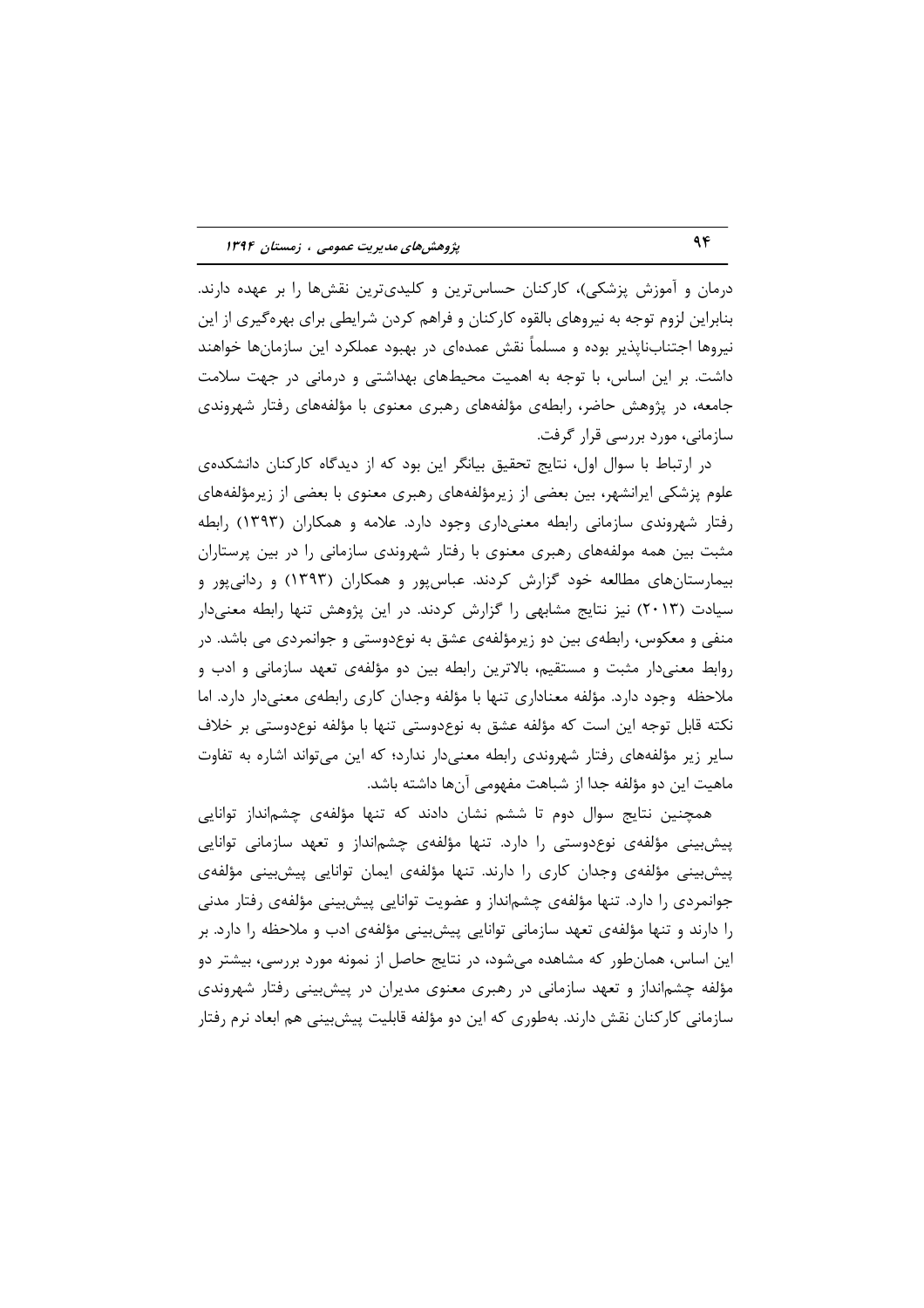درمان و آموزش پزشکی)، کارکنان حساس‌ترین و کلیدی‌ترین نقش‌ها را بر عهده دارند. بنابراین لزوم توجه به نیروهای بالقوه کارکنان و فراهم کردن شرایطی برای بهره‌گیری از این نیروها اجتناب‌ناپذیر بوده و مسلماً نقش عمده‌ای در بهبود عملکرد این سازمان‌ها خواهند داشت. بر این اساس، با توجه به اهمیت محیط‌های بهداشتی و درمانی در جهت سلامت جامعه، در پژوهش حاضر، رابطه‌ی مؤلفه‌های رهبری معنوی با مؤلفه‌های رفتار شهروندی سازمانی، مورد بررسی قرار گرفت.

در ارتباط با سوال اول، نتایج تحقیق بیانگر این بود که از دیدگاه کارکنان دانشکده‌ی علوم پزشکی ایرانشهر، بین بعضی از زیرمؤلفه‌های رهبری معنوی با بعضی از زیرمؤلفه‌های رفتار شهروندی سازمانی رابطه معنی‌داری وجود دارد. علامه و همکاران (۱۳۹۳) رابطه مثبت بین همه مولفه‌های رهبری معنوی با رفتار شهروندی سازمانی را در بین پرستاران بیمارستان‌های مطالعه خود گزارش کردند. عباس‌پور و همکاران (۱۳۹۳) و ردانی‌پور و سیادت (۲۰۱۳) نیز نتایج مشابهی را گزارش کردند. در این پژوهش تنها رابطه معنی‌دار منفی و معکوس، رابطه‌ی بین دو زیرمؤلفه‌ی عشق به نوع‌دوستی و جوانمردی می باشد. در روابط معنی‌دار مثبت و مستقیم، بالاترین رابطه بین دو مؤلفه‌ی تعهد سازمانی و ادب و ملاحظه وجود دارد. مؤلفه معناداری تنها با مؤلفه وجدان کاری رابطه‌ی معنی‌دار دارد. اما نکته قابل توجه این است که مؤلفه عشق به نوع‌دوستی تنها با مؤلفه نوع‌دوستی بر خلاف سایر زیر مؤلفه‌های رفتار شهروندی رابطه معنی‌دار ندارد؛ که این می‌تواند اشاره به تفاوت ماهیت این دو مؤلفه جدا از شباهت مفهومی آن‌ها داشته باشد.

همچنین نتایج سوال دوم تا ششم نشان دادند که تنها مؤلفه‌ی چشم‌انداز توانایی پیش‌بینی مؤلفه‌ی نوع‌دوستی را دارد. تنها مؤلفه‌ی چشم‌انداز و تعهد سازمانی توانایی پیش‌بینی مؤلفه‌ی وجدان کاری را دارند. تنها مؤلفه‌ی ایمان توانایی پیش‌بینی مؤلفه‌ی جوانمردی را دارد. تنها مؤلفه‌ی چشم‌انداز و عضویت توانایی پیش‌بینی مؤلفه‌ی رفتار مدنی را دارند و تنها مؤلفه‌ی تعهد سازمانی توانایی پیش‌بینی مؤلفه‌ی ادب و ملاحظه را دارد. بر این اساس، همان‌طور که مشاهده می‌شود، در نتایج حاصل از نمونه مورد بررسی، بیشتر دو مؤلفه چشم‌انداز و تعهد سازمانی در رهبری معنوی مدیران در پیش‌بینی رفتار شهروندی سازمانی کارکنان نقش دارند. به‌طوری که این دو مؤلفه قابلیت پیش‌بینی هم ابعاد نرم رفتار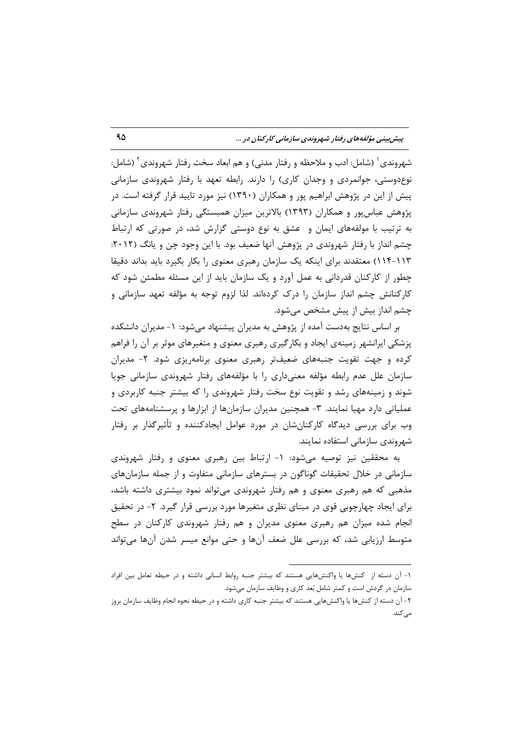شهروندی[1] (شامل: ادب و ملاحظه و رفتار مدنی) و هم ابعاد سخت رفتار شهروندی[2] (شامل: نوع‌دوستی، جوانمردی و وجدان کاری) را دارند. رابطه تعهد با رفتار شهروندی سازمانی پیش از این در پژوهش ابراهیم پور و همکاران (۱۳۹۰) نیز مورد تایید قرار گرفته است. در پژوهش عباس‌پور و همکاران (۱۳۹۳) بالاترین میزان همبستگی رفتار شهروندی سازمانی به ترتیب با مولفه‌های ایمان و عشق به نوع دوستی گزارش شد، در صورتی که ارتباط چشم انداز با رفتار شهروندی در پژوهش آنها ضعیف بود. با این وجود چن و یانگ (۲۰۱۲: ۱۱۳-۱۱۴) معتقدند برای اینکه یک سازمان رهبری معنوی را بکار بگیرد باید بداند دقیقا چطور از کارکنان قدردانی به عمل آورد و یک سازمان باید از این مسئله مطمئن شود که کارکنانش چشم انداز سازمان را درک کرده‌اند. لذا لزوم توجه به مؤلفه تعهد سازمانی و چشم انداز بیش از پیش مشخص می‌شود.

بر اساس نتایج به‌دست آمده از پژوهش به مدیران پیشنهاد می‌شود: ۱- مدیران دانشکده پزشکی ایرانشهر زمینه‌ی ایجاد و بکارگیری رهبری معنوی و متغیرهای موثر بر آن را فراهم کرده و جهت تقویت جنبه‌های ضعیف‌تر رهبری معنوی برنامه‌ریزی شود. ۲- مدیران سازمان علل عدم رابطه مؤلفه معنی‌داری را با مؤلفه‌های رفتار شهروندی سازمانی جویا شوند و زمینه‌های رشد و تقویت نوع سخت رفتار شهروندی را که بیشتر جنبه کاربردی و عملیاتی دارد مهیا نمایند. ۳- همچنین مدیران سازمان‌ها از ابزارها و پرسشنامه‌های تحت وب برای بررسی دیدگاه کارکنان‌شان در مورد عوامل ایجادکننده و تأثیرگذار بر رفتار شهروندی سازمانی استفاده نمایند.

به محققین نیز توصیه می‌شود: ۱- ارتباط بین رهبری معنوی و رفتار شهروندی سازمانی در خلال تحقیقات گوناگون در بسترهای سازمانی متفاوت و از جمله سازمان‌های مذهبی که هم رهبری معنوی و هم رفتار شهروندی می‌تواند نمود بیشتری داشته باشد، برای ایجاد چهارچوبی قوی در مبنای نظری متغیرها مورد بررسی قرار گیرد. ۲- در تحقیق انجام شده میزان هم رهبری معنوی مدیران و هم رفتار شهروندی کارکنان در سطح متوسط ارزیابی شد، که بررسی علل ضعف آن‌ها و حتی موانع میسر شدن آن‌ها می‌تواند

---

۱- آن دسته از کنش‌ها یا واکنش‌هایی هستند که بیشتر جنبه روابط انسانی داشته و در حیطه تعامل بین افراد سازمان در گردش است و کمتر شامل بُعد کاری و وظایف سازمان می‌شود.

۲- آن دسته از کنش‌ها یا واکنش‌هایی هستند که بیشتر جنبه کاری داشته و در حیطه نحوه انجام وظایف سازمان بروز می‌کند.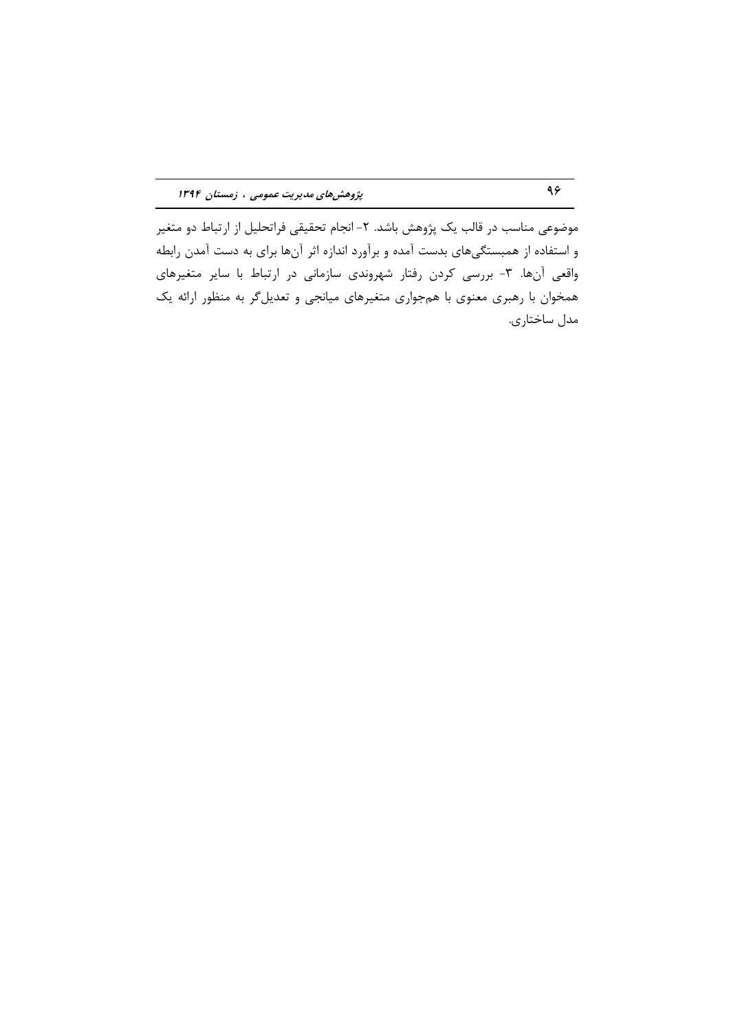موضوعی مناسب در قالب یک پژوهش باشد. ۲- انجام تحقیقی فراتحلیل از ارتباط دو متغیر و استفاده از همبستگی‌های بدست آمده و برآورد اندازه اثر آن‌ها برای به دست آمدن رابطه واقعی آن‌ها. ۳- بررسی کردن رفتار شهروندی سازمانی در ارتباط با سایر متغیرهای همخوان با رهبری معنوی با هم‌جواری متغیرهای میانجی و تعدیل‌گر به منظور ارائه یک مدل ساختاری.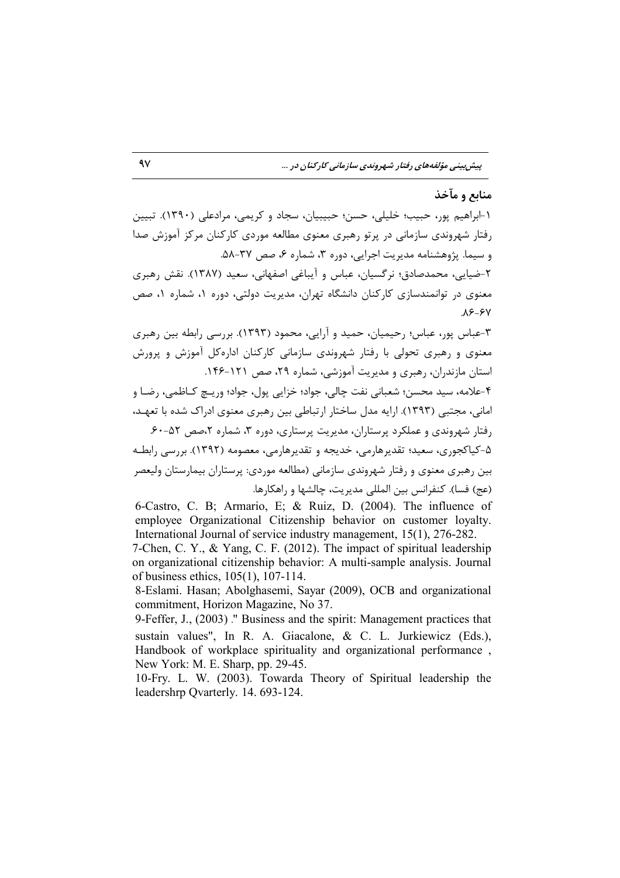## منابع و مآخذ

۱-ابراهیم پور، حبیب؛ خلیلی، حسن؛ حبیبیان، سجاد و کریمی، مرادعلی (۱۳۹۰). تبیین رفتار شهروندی سازمانی در پرتو رهبری معنوی مطالعه موردی کارکنان مرکز آموزش صدا و سیما. پژوهشنامه مدیریت اجرایی، دوره ۳، شماره ۶، صص ۳۷-۵۸.

۲-ضیایی، محمدصادق؛ نرگسیان، عباس و آیباغی اصفهانی، سعید (۱۳۸۷). نقش رهبری معنوی در توانمندسازی کارکنان دانشگاه تهران، مدیریت دولتی، دوره ۱، شماره ۱، صص ۶۷-۸۶.

۳-عباس پور، عباس؛ رحیمیان، حمید و آرایی، محمود (۱۳۹۳). بررسی رابطه بین رهبری معنوی و رهبری تحولی با رفتار شهروندی سازمانی کارکنان اداره‌کل آموزش و پرورش استان مازندران، رهبری و مدیریت آموزشی، شماره ۲۹، صص ۱۲۱-۱۴۶.

۴-علامه، سید محسن؛ شعبانی نفت چالی، جواد؛ خزایی پول، جواد؛ وریچ کاظمی، رضا و امانی، مجتبی (۱۳۹۳). ارایه مدل ساختار ارتباطی بین رهبری معنوی ادراک شده با تعهد، رفتار شهروندی و عملکرد پرستاران، مدیریت پرستاری، دوره ۳، شماره ۲،صص ۵۲-۶۰.

۵-کیاکجوری، سعید؛ تقدیرهارمی، خدیجه و تقدیرهارمی، معصومه (۱۳۹۲). بررسی رابطه بین رهبری معنوی و رفتار شهروندی سازمانی (مطالعه موردی: پرستاران بیمارستان ولیعصر (عج) فسا). کنفرانس بین المللی مدیریت، چالشها و راهکارها.

6-Castro, C. B; Armario, E; & Ruiz, D. (2004). The influence of employee Organizational Citizenship behavior on customer loyalty. International Journal of service industry management, 15(1), 276-282.

7-Chen, C. Y., & Yang, C. F. (2012). The impact of spiritual leadership on organizational citizenship behavior: A multi-sample analysis. Journal of business ethics, 105(1), 107-114.

8-Eslami. Hasan; Abolghasemi, Sayar (2009), OCB and organizational commitment, Horizon Magazine, No 37.

9-Feffer, J., (2003) ." Business and the spirit: Management practices that sustain values", In R. A. Giacalone, & C. L. Jurkiewicz (Eds.), Handbook of workplace spirituality and organizational performance , New York: M. E. Sharp, pp. 29-45.

10-Fry. L. W. (2003). Towarda Theory of Spiritual leadership the leadershrp Qvarterly. 14. 693-124.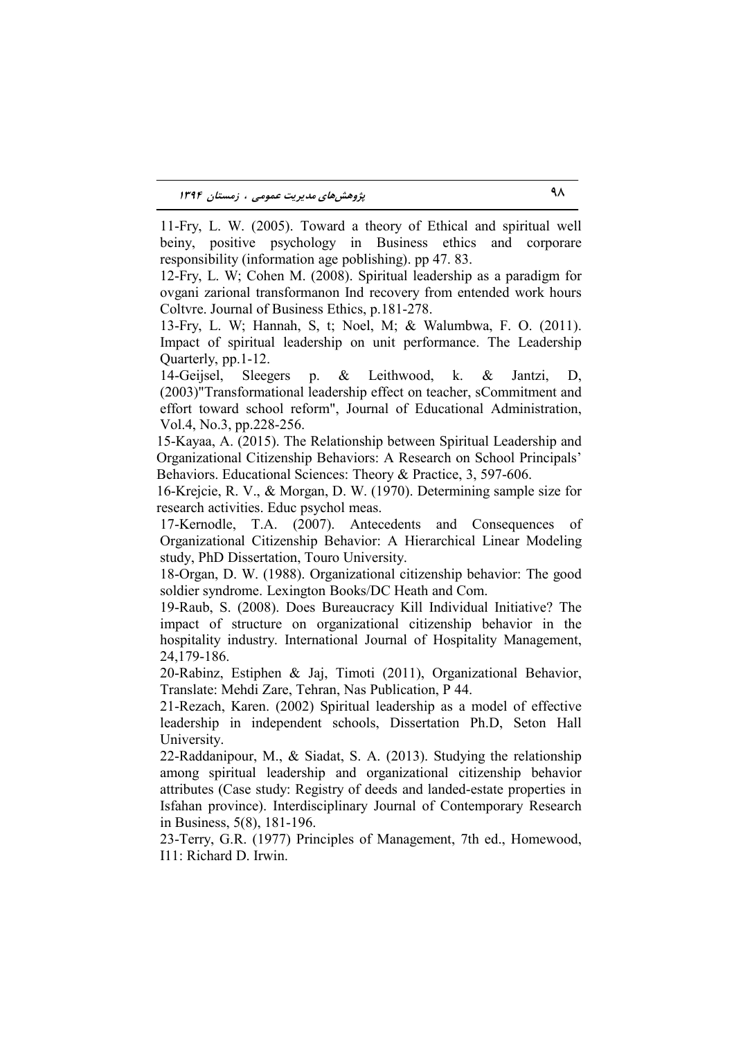11-Fry, L. W. (2005). Toward a theory of Ethical and spiritual well beiny, positive psychology in Business ethics and corporare responsibility (information age poblishing). pp 47. 83.

12-Fry, L. W; Cohen M. (2008). Spiritual leadership as a paradigm for ovgani zarional transformanon Ind recovery from entended work hours Coltvre. Journal of Business Ethics, p.181-278.

13-Fry, L. W; Hannah, S, t; Noel, M; & Walumbwa, F. O. (2011). Impact of spiritual leadership on unit performance. The Leadership Quarterly, pp.1-12.

14-Geijsel, Sleegers p. & Leithwood, k. & Jantzi, D, (2003)"Transformational leadership effect on teacher, sCommitment and effort toward school reform", Journal of Educational Administration, Vol.4, No.3, pp.228-256.

15-Kayaa, A. (2015). The Relationship between Spiritual Leadership and Organizational Citizenship Behaviors: A Research on School Principals' Behaviors. Educational Sciences: Theory & Practice, 3, 597-606.

16-Krejcie, R. V., & Morgan, D. W. (1970). Determining sample size for research activities. Educ psychol meas.

17-Kernodle, T.A. (2007). Antecedents and Consequences of Organizational Citizenship Behavior: A Hierarchical Linear Modeling study, PhD Dissertation, Touro University.

18-Organ, D. W. (1988). Organizational citizenship behavior: The good soldier syndrome. Lexington Books/DC Heath and Com.

19-Raub, S. (2008). Does Bureaucracy Kill Individual Initiative? The impact of structure on organizational citizenship behavior in the hospitality industry. International Journal of Hospitality Management, 24,179-186.

20-Rabinz, Estiphen & Jaj, Timoti (2011), Organizational Behavior, Translate: Mehdi Zare, Tehran, Nas Publication, P 44.

21-Rezach, Karen. (2002) Spiritual leadership as a model of effective leadership in independent schools, Dissertation Ph.D, Seton Hall University.

22-Raddanipour, M., & Siadat, S. A. (2013). Studying the relationship among spiritual leadership and organizational citizenship behavior attributes (Case study: Registry of deeds and landed-estate properties in Isfahan province). Interdisciplinary Journal of Contemporary Research in Business, 5(8), 181-196.

23-Terry, G.R. (1977) Principles of Management, 7th ed., Homewood, I11: Richard D. Irwin.